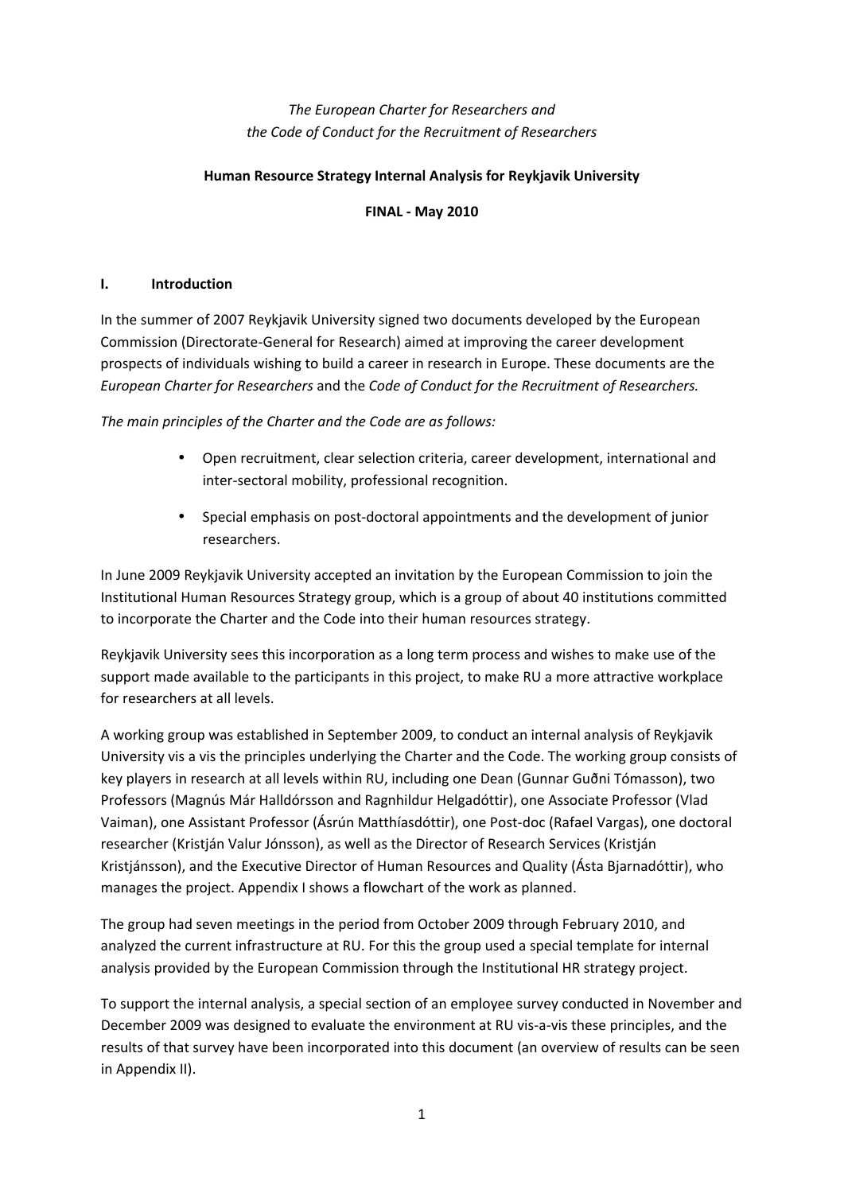*The European Charter for Researchers and*
*the Code of Conduct for the Recruitment of Researchers*

**Human Resource Strategy Internal Analysis for Reykjavik University**

**FINAL - May 2010**

## I. Introduction

In the summer of 2007 Reykjavik University signed two documents developed by the European Commission (Directorate-General for Research) aimed at improving the career development prospects of individuals wishing to build a career in research in Europe. These documents are the *European Charter for Researchers* and the *Code of Conduct for the Recruitment of Researchers.*

*The main principles of the Charter and the Code are as follows:*

- Open recruitment, clear selection criteria, career development, international and inter-sectoral mobility, professional recognition.
- Special emphasis on post-doctoral appointments and the development of junior researchers.

In June 2009 Reykjavik University accepted an invitation by the European Commission to join the Institutional Human Resources Strategy group, which is a group of about 40 institutions committed to incorporate the Charter and the Code into their human resources strategy.

Reykjavik University sees this incorporation as a long term process and wishes to make use of the support made available to the participants in this project, to make RU a more attractive workplace for researchers at all levels.

A working group was established in September 2009, to conduct an internal analysis of Reykjavik University vis a vis the principles underlying the Charter and the Code. The working group consists of key players in research at all levels within RU, including one Dean (Gunnar Guðni Tómasson), two Professors (Magnús Már Halldórsson and Ragnhildur Helgadóttir), one Associate Professor (Vlad Vaiman), one Assistant Professor (Ásrún Matthíasdóttir), one Post-doc (Rafael Vargas), one doctoral researcher (Kristján Valur Jónsson), as well as the Director of Research Services (Kristján Kristjánsson), and the Executive Director of Human Resources and Quality (Ásta Bjarnadóttir), who manages the project. Appendix I shows a flowchart of the work as planned.

The group had seven meetings in the period from October 2009 through February 2010, and analyzed the current infrastructure at RU. For this the group used a special template for internal analysis provided by the European Commission through the Institutional HR strategy project.

To support the internal analysis, a special section of an employee survey conducted in November and December 2009 was designed to evaluate the environment at RU vis-a-vis these principles, and the results of that survey have been incorporated into this document (an overview of results can be seen in Appendix II).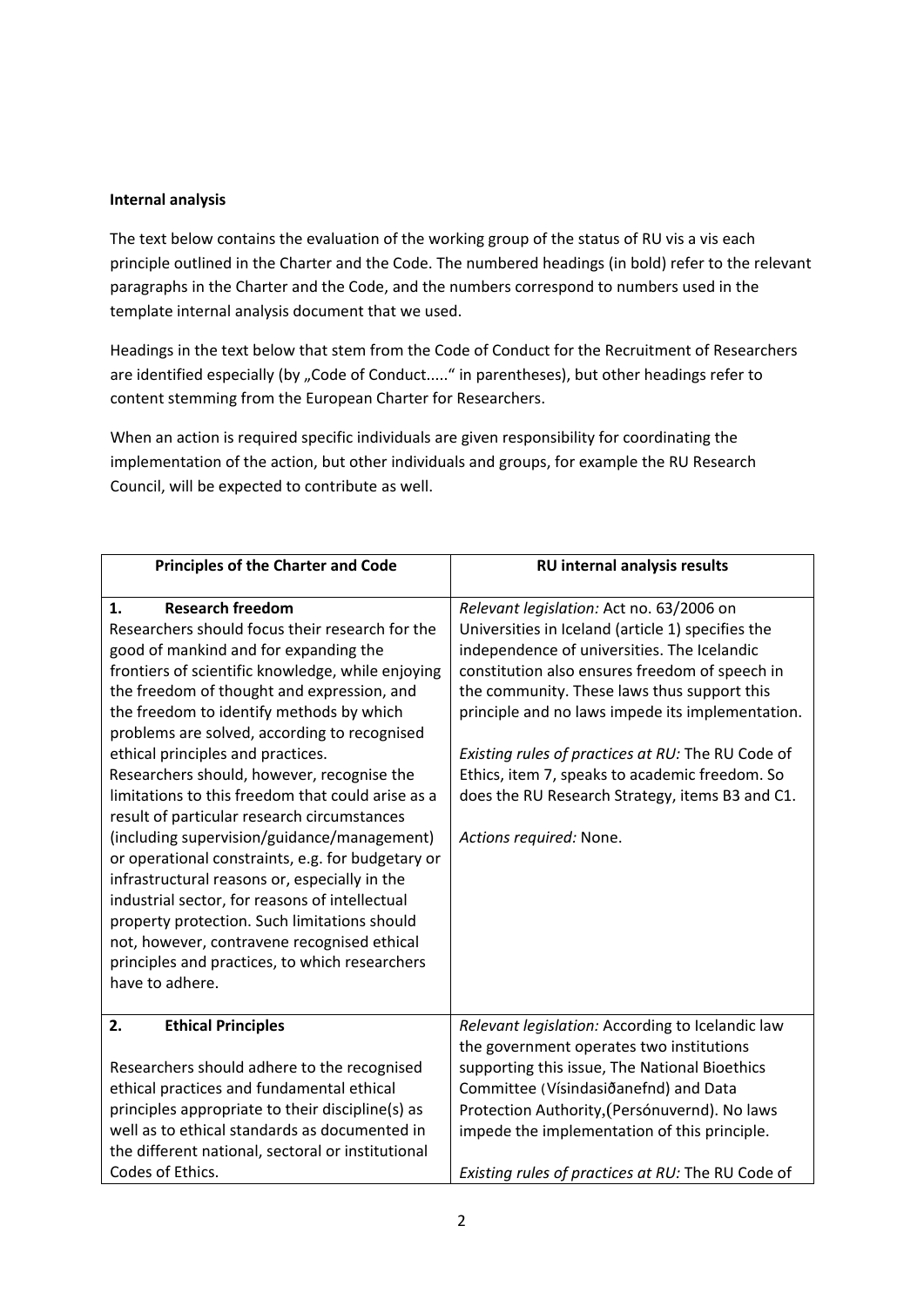**Internal analysis**

The text below contains the evaluation of the working group of the status of RU vis a vis each principle outlined in the Charter and the Code. The numbered headings (in bold) refer to the relevant paragraphs in the Charter and the Code, and the numbers correspond to numbers used in the template internal analysis document that we used.

Headings in the text below that stem from the Code of Conduct for the Recruitment of Researchers are identified especially (by „Code of Conduct....." in parentheses), but other headings refer to content stemming from the European Charter for Researchers.

When an action is required specific individuals are given responsibility for coordinating the implementation of the action, but other individuals and groups, for example the RU Research Council, will be expected to contribute as well.

| Principles of the Charter and Code | RU internal analysis results |
|---|---|
| **1. Research freedom**<br>Researchers should focus their research for the good of mankind and for expanding the frontiers of scientific knowledge, while enjoying the freedom of thought and expression, and the freedom to identify methods by which problems are solved, according to recognised ethical principles and practices.<br>Researchers should, however, recognise the limitations to this freedom that could arise as a result of particular research circumstances (including supervision/guidance/management) or operational constraints, e.g. for budgetary or infrastructural reasons or, especially in the industrial sector, for reasons of intellectual property protection. Such limitations should not, however, contravene recognised ethical principles and practices, to which researchers have to adhere. | *Relevant legislation:* Act no. 63/2006 on Universities in Iceland (article 1) specifies the independence of universities. The Icelandic constitution also ensures freedom of speech in the community. These laws thus support this principle and no laws impede its implementation.<br><br>*Existing rules of practices at RU:* The RU Code of Ethics, item 7, speaks to academic freedom. So does the RU Research Strategy, items B3 and C1.<br><br>*Actions required:* None. |
| **2. Ethical Principles**<br><br>Researchers should adhere to the recognised ethical practices and fundamental ethical principles appropriate to their discipline(s) as well as to ethical standards as documented in the different national, sectoral or institutional Codes of Ethics. | *Relevant legislation:* According to Icelandic law the government operates two institutions supporting this issue, The National Bioethics Committee (Vísindasiðanefnd) and Data Protection Authority,(Persónuvernd). No laws impede the implementation of this principle.<br><br>*Existing rules of practices at RU:* The RU Code of |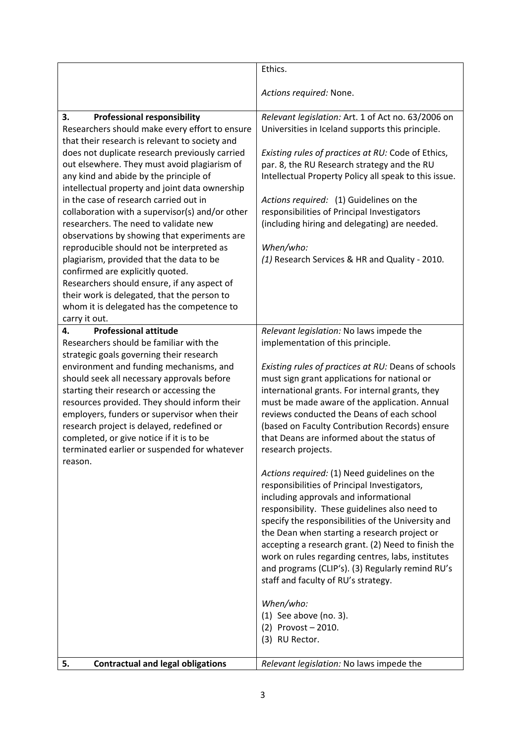| | |
|---|---|
| | Ethics.<br><br>*Actions required:* None. |
| **3. Professional responsibility**<br>Researchers should make every effort to ensure that their research is relevant to society and does not duplicate research previously carried out elsewhere. They must avoid plagiarism of any kind and abide by the principle of intellectual property and joint data ownership in the case of research carried out in collaboration with a supervisor(s) and/or other researchers. The need to validate new observations by showing that experiments are reproducible should not be interpreted as plagiarism, provided that the data to be confirmed are explicitly quoted.<br>Researchers should ensure, if any aspect of their work is delegated, that the person to whom it is delegated has the competence to carry it out. | *Relevant legislation:* Art. 1 of Act no. 63/2006 on Universities in Iceland supports this principle.<br><br>*Existing rules of practices at RU:* Code of Ethics, par. 8, the RU Research strategy and the RU Intellectual Property Policy all speak to this issue.<br><br>*Actions required:* (1) Guidelines on the responsibilities of Principal Investigators (including hiring and delegating) are needed.<br><br>*When/who:*<br>*(1)* Research Services & HR and Quality - 2010. |
| **4. Professional attitude**<br>Researchers should be familiar with the strategic goals governing their research environment and funding mechanisms, and should seek all necessary approvals before starting their research or accessing the resources provided. They should inform their employers, funders or supervisor when their research project is delayed, redefined or completed, or give notice if it is to be terminated earlier or suspended for whatever reason. | *Relevant legislation:* No laws impede the implementation of this principle.<br><br>*Existing rules of practices at RU:* Deans of schools must sign grant applications for national or international grants. For internal grants, they must be made aware of the application. Annual reviews conducted the Deans of each school (based on Faculty Contribution Records) ensure that Deans are informed about the status of research projects.<br><br>*Actions required:* (1) Need guidelines on the responsibilities of Principal Investigators, including approvals and informational responsibility. These guidelines also need to specify the responsibilities of the University and the Dean when starting a research project or accepting a research grant. (2) Need to finish the work on rules regarding centres, labs, institutes and programs (CLIP's). (3) Regularly remind RU's staff and faculty of RU's strategy.<br><br>*When/who:*<br>(1) See above (no. 3).<br>(2) Provost – 2010.<br>(3) RU Rector. |
| **5. Contractual and legal obligations** | *Relevant legislation:* No laws impede the |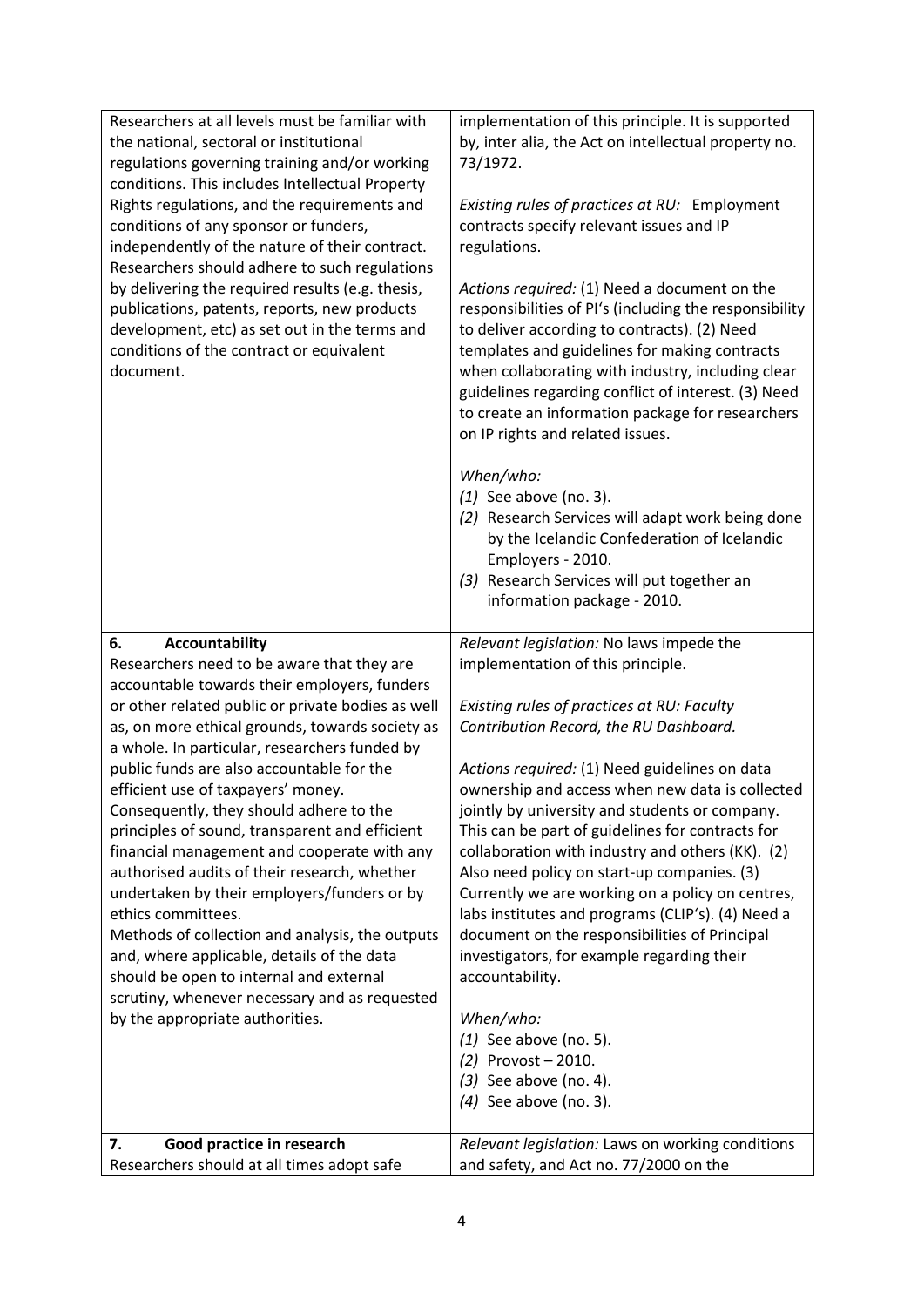| | |
|---|---|
| Researchers at all levels must be familiar with the national, sectoral or institutional regulations governing training and/or working conditions. This includes Intellectual Property Rights regulations, and the requirements and conditions of any sponsor or funders, independently of the nature of their contract. Researchers should adhere to such regulations by delivering the required results (e.g. thesis, publications, patents, reports, new products development, etc) as set out in the terms and conditions of the contract or equivalent document. | implementation of this principle. It is supported by, inter alia, the Act on intellectual property no. 73/1972.<br><br>*Existing rules of practices at RU:* Employment contracts specify relevant issues and IP regulations.<br><br>*Actions required:* (1) Need a document on the responsibilities of PI's (including the responsibility to deliver according to contracts). (2) Need templates and guidelines for making contracts when collaborating with industry, including clear guidelines regarding conflict of interest. (3) Need to create an information package for researchers on IP rights and related issues.<br><br>*When/who:*<br>*(1)* See above (no. 3).<br>*(2)* Research Services will adapt work being done by the Icelandic Confederation of Icelandic Employers - 2010.<br>*(3)* Research Services will put together an information package - 2010. |
| **6. Accountability**<br>Researchers need to be aware that they are accountable towards their employers, funders or other related public or private bodies as well as, on more ethical grounds, towards society as a whole. In particular, researchers funded by public funds are also accountable for the efficient use of taxpayers' money. Consequently, they should adhere to the principles of sound, transparent and efficient financial management and cooperate with any authorised audits of their research, whether undertaken by their employers/funders or by ethics committees.<br>Methods of collection and analysis, the outputs and, where applicable, details of the data should be open to internal and external scrutiny, whenever necessary and as requested by the appropriate authorities. | *Relevant legislation:* No laws impede the implementation of this principle.<br><br>*Existing rules of practices at RU: Faculty Contribution Record, the RU Dashboard.*<br><br>*Actions required:* (1) Need guidelines on data ownership and access when new data is collected jointly by university and students or company. This can be part of guidelines for contracts for collaboration with industry and others (KK). (2) Also need policy on start-up companies. (3) Currently we are working on a policy on centres, labs institutes and programs (CLIP's). (4) Need a document on the responsibilities of Principal investigators, for example regarding their accountability.<br><br>*When/who:*<br>*(1)* See above (no. 5).<br>*(2)* Provost – 2010.<br>*(3)* See above (no. 4).<br>*(4)* See above (no. 3). |
| **7. Good practice in research**<br>Researchers should at all times adopt safe | *Relevant legislation:* Laws on working conditions and safety, and Act no. 77/2000 on the |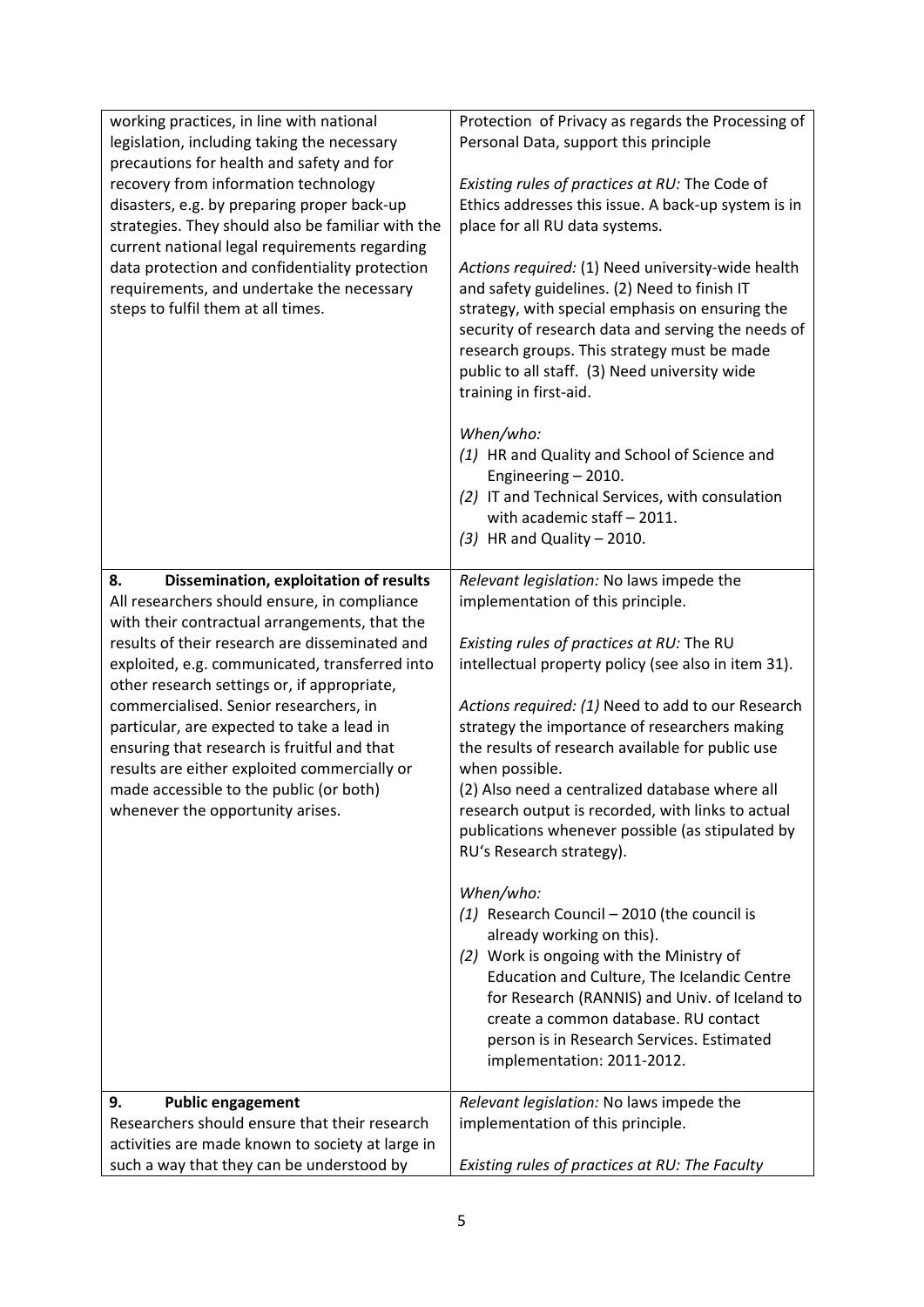| | |
|---|---|
| working practices, in line with national legislation, including taking the necessary precautions for health and safety and for recovery from information technology disasters, e.g. by preparing proper back-up strategies. They should also be familiar with the current national legal requirements regarding data protection and confidentiality protection requirements, and undertake the necessary steps to fulfil them at all times. | Protection of Privacy as regards the Processing of Personal Data, support this principle<br><br>*Existing rules of practices at RU:* The Code of Ethics addresses this issue. A back-up system is in place for all RU data systems.<br><br>*Actions required:* (1) Need university-wide health and safety guidelines. (2) Need to finish IT strategy, with special emphasis on ensuring the security of research data and serving the needs of research groups. This strategy must be made public to all staff. (3) Need university wide training in first-aid.<br><br>*When/who:*<br>*(1)* HR and Quality and School of Science and Engineering – 2010.<br>*(2)* IT and Technical Services, with consulation with academic staff – 2011.<br>*(3)* HR and Quality – 2010. |
| **8. Dissemination, exploitation of results**<br>All researchers should ensure, in compliance with their contractual arrangements, that the results of their research are disseminated and exploited, e.g. communicated, transferred into other research settings or, if appropriate, commercialised. Senior researchers, in particular, are expected to take a lead in ensuring that research is fruitful and that results are either exploited commercially or made accessible to the public (or both) whenever the opportunity arises. | *Relevant legislation:* No laws impede the implementation of this principle.<br><br>*Existing rules of practices at RU:* The RU intellectual property policy (see also in item 31).<br><br>*Actions required: (1)* Need to add to our Research strategy the importance of researchers making the results of research available for public use when possible.<br>(2) Also need a centralized database where all research output is recorded, with links to actual publications whenever possible (as stipulated by RU's Research strategy).<br><br>*When/who:*<br>*(1)* Research Council – 2010 (the council is already working on this).<br>*(2)* Work is ongoing with the Ministry of Education and Culture, The Icelandic Centre for Research (RANNIS) and Univ. of Iceland to create a common database. RU contact person is in Research Services. Estimated implementation: 2011-2012. |
| **9. Public engagement**<br>Researchers should ensure that their research activities are made known to society at large in such a way that they can be understood by | *Relevant legislation:* No laws impede the implementation of this principle.<br><br>*Existing rules of practices at RU: The Faculty* |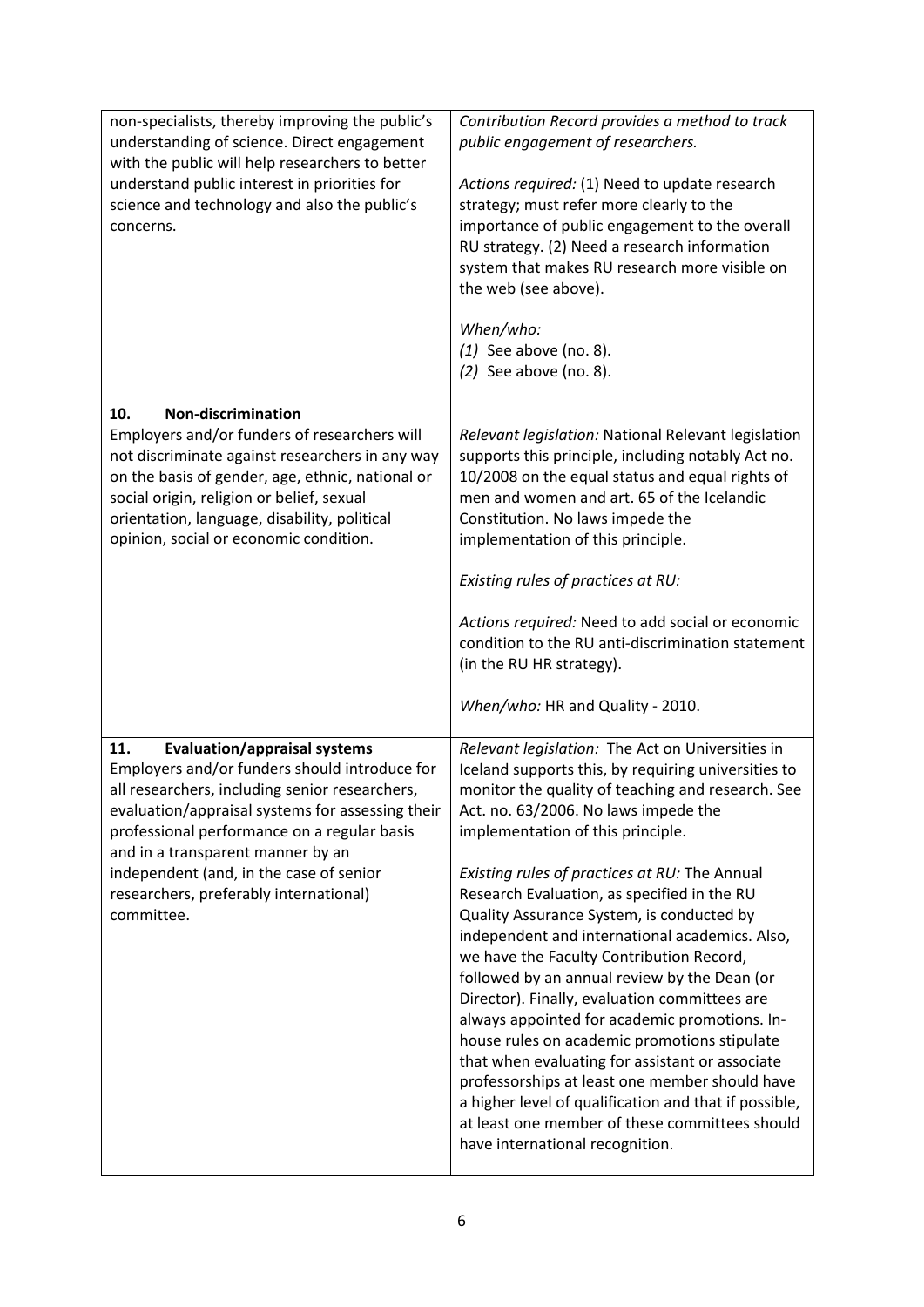| | |
|---|---|
| non-specialists, thereby improving the public's understanding of science. Direct engagement with the public will help researchers to better understand public interest in priorities for science and technology and also the public's concerns. | *Contribution Record provides a method to track public engagement of researchers.*<br><br>*Actions required:* (1) Need to update research strategy; must refer more clearly to the importance of public engagement to the overall RU strategy. (2) Need a research information system that makes RU research more visible on the web (see above).<br><br>*When/who:*<br>*(1)* See above (no. 8).<br>*(2)* See above (no. 8). |
| **10. Non-discrimination**<br>Employers and/or funders of researchers will not discriminate against researchers in any way on the basis of gender, age, ethnic, national or social origin, religion or belief, sexual orientation, language, disability, political opinion, social or economic condition. | *Relevant legislation:* National Relevant legislation supports this principle, including notably Act no. 10/2008 on the equal status and equal rights of men and women and art. 65 of the Icelandic Constitution. No laws impede the implementation of this principle.<br><br>*Existing rules of practices at RU:*<br><br>*Actions required:* Need to add social or economic condition to the RU anti-discrimination statement (in the RU HR strategy).<br><br>*When/who:* HR and Quality - 2010. |
| **11. Evaluation/appraisal systems**<br>Employers and/or funders should introduce for all researchers, including senior researchers, evaluation/appraisal systems for assessing their professional performance on a regular basis and in a transparent manner by an independent (and, in the case of senior researchers, preferably international) committee. | *Relevant legislation:* The Act on Universities in Iceland supports this, by requiring universities to monitor the quality of teaching and research. See Act. no. 63/2006. No laws impede the implementation of this principle.<br><br>*Existing rules of practices at RU:* The Annual Research Evaluation, as specified in the RU Quality Assurance System, is conducted by independent and international academics. Also, we have the Faculty Contribution Record, followed by an annual review by the Dean (or Director). Finally, evaluation committees are always appointed for academic promotions. In-house rules on academic promotions stipulate that when evaluating for assistant or associate professorships at least one member should have a higher level of qualification and that if possible, at least one member of these committees should have international recognition. |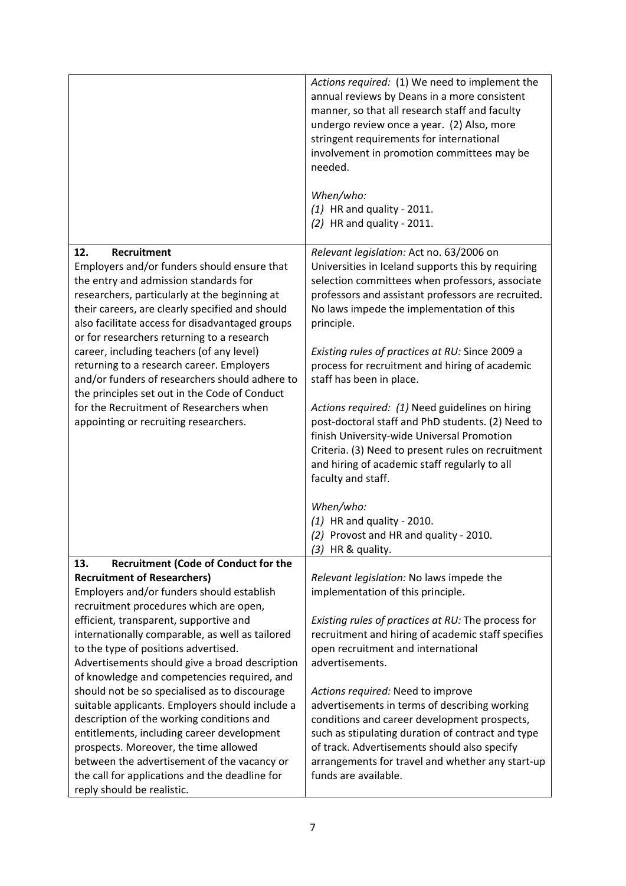| | |
|---|---|
| | *Actions required:* (1) We need to implement the annual reviews by Deans in a more consistent manner, so that all research staff and faculty undergo review once a year. (2) Also, more stringent requirements for international involvement in promotion committees may be needed.<br><br>*When/who:*<br>*(1)* HR and quality - 2011.<br>*(2)* HR and quality - 2011. |
| **12. Recruitment**<br>Employers and/or funders should ensure that the entry and admission standards for researchers, particularly at the beginning at their careers, are clearly specified and should also facilitate access for disadvantaged groups or for researchers returning to a research career, including teachers (of any level) returning to a research career. Employers and/or funders of researchers should adhere to the principles set out in the Code of Conduct for the Recruitment of Researchers when appointing or recruiting researchers. | *Relevant legislation:* Act no. 63/2006 on Universities in Iceland supports this by requiring selection committees when professors, associate professors and assistant professors are recruited. No laws impede the implementation of this principle.<br><br>*Existing rules of practices at RU:* Since 2009 a process for recruitment and hiring of academic staff has been in place.<br><br>*Actions required: (1)* Need guidelines on hiring post-doctoral staff and PhD students. (2) Need to finish University-wide Universal Promotion Criteria. (3) Need to present rules on recruitment and hiring of academic staff regularly to all faculty and staff.<br><br>*When/who:*<br>*(1)* HR and quality - 2010.<br>*(2)* Provost and HR and quality - 2010.<br>*(3)* HR & quality. |
| **13. Recruitment (Code of Conduct for the Recruitment of Researchers)**<br>Employers and/or funders should establish recruitment procedures which are open, efficient, transparent, supportive and internationally comparable, as well as tailored to the type of positions advertised. Advertisements should give a broad description of knowledge and competencies required, and should not be so specialised as to discourage suitable applicants. Employers should include a description of the working conditions and entitlements, including career development prospects. Moreover, the time allowed between the advertisement of the vacancy or the call for applications and the deadline for reply should be realistic. | *Relevant legislation:* No laws impede the implementation of this principle.<br><br>*Existing rules of practices at RU:* The process for recruitment and hiring of academic staff specifies open recruitment and international advertisements.<br><br>*Actions required:* Need to improve advertisements in terms of describing working conditions and career development prospects, such as stipulating duration of contract and type of track. Advertisements should also specify arrangements for travel and whether any start-up funds are available. |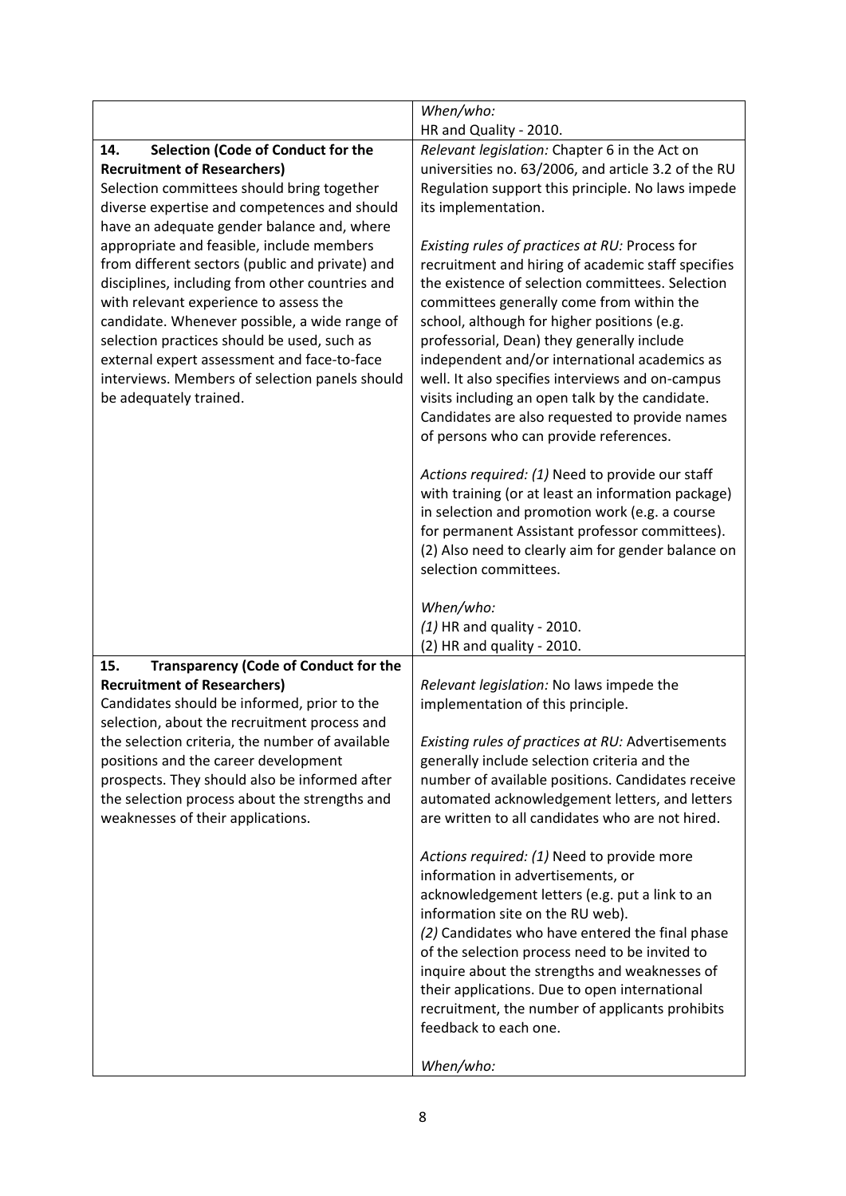| | |
|---|---|
| | *When/who:*<br>HR and Quality - 2010. |
| **14. Selection (Code of Conduct for the Recruitment of Researchers)**<br>Selection committees should bring together diverse expertise and competences and should have an adequate gender balance and, where appropriate and feasible, include members from different sectors (public and private) and disciplines, including from other countries and with relevant experience to assess the candidate. Whenever possible, a wide range of selection practices should be used, such as external expert assessment and face-to-face interviews. Members of selection panels should be adequately trained. | *Relevant legislation:* Chapter 6 in the Act on universities no. 63/2006, and article 3.2 of the RU Regulation support this principle. No laws impede its implementation.<br><br>*Existing rules of practices at RU:* Process for recruitment and hiring of academic staff specifies the existence of selection committees. Selection committees generally come from within the school, although for higher positions (e.g. professorial, Dean) they generally include independent and/or international academics as well. It also specifies interviews and on-campus visits including an open talk by the candidate. Candidates are also requested to provide names of persons who can provide references.<br><br>*Actions required: (1)* Need to provide our staff with training (or at least an information package) in selection and promotion work (e.g. a course for permanent Assistant professor committees). (2) Also need to clearly aim for gender balance on selection committees.<br><br>*When/who:*<br>*(1)* HR and quality - 2010.<br>(2) HR and quality - 2010. |
| **15. Transparency (Code of Conduct for the Recruitment of Researchers)**<br>Candidates should be informed, prior to the selection, about the recruitment process and the selection criteria, the number of available positions and the career development prospects. They should also be informed after the selection process about the strengths and weaknesses of their applications. | *Relevant legislation:* No laws impede the implementation of this principle.<br><br>*Existing rules of practices at RU:* Advertisements generally include selection criteria and the number of available positions. Candidates receive automated acknowledgement letters, and letters are written to all candidates who are not hired.<br><br>*Actions required: (1)* Need to provide more information in advertisements, or acknowledgement letters (e.g. put a link to an information site on the RU web).<br>*(2)* Candidates who have entered the final phase of the selection process need to be invited to inquire about the strengths and weaknesses of their applications. Due to open international recruitment, the number of applicants prohibits feedback to each one.<br><br>*When/who:* |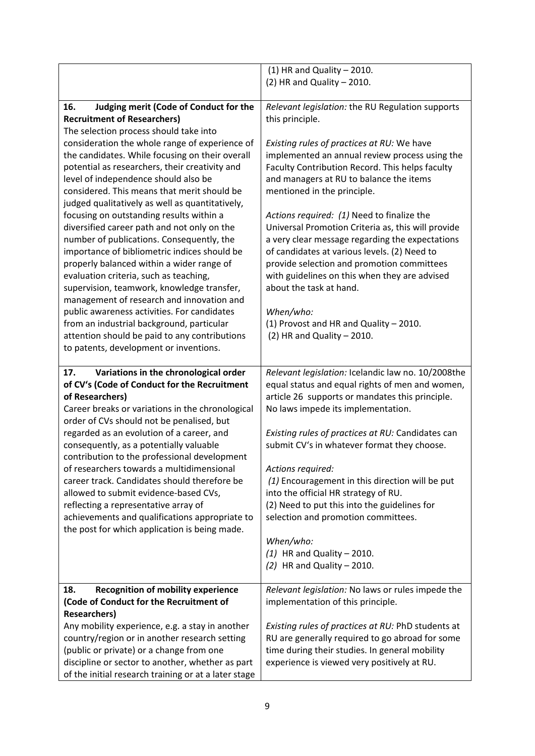| | |
|---|---|
| | (1) HR and Quality – 2010.<br>(2) HR and Quality – 2010. |
| **16. Judging merit (Code of Conduct for the Recruitment of Researchers)**<br>The selection process should take into consideration the whole range of experience of the candidates. While focusing on their overall potential as researchers, their creativity and level of independence should also be considered. This means that merit should be judged qualitatively as well as quantitatively, focusing on outstanding results within a diversified career path and not only on the number of publications. Consequently, the importance of bibliometric indices should be properly balanced within a wider range of evaluation criteria, such as teaching, supervision, teamwork, knowledge transfer, management of research and innovation and public awareness activities. For candidates from an industrial background, particular attention should be paid to any contributions to patents, development or inventions. | *Relevant legislation:* the RU Regulation supports this principle.<br><br>*Existing rules of practices at RU:* We have implemented an annual review process using the Faculty Contribution Record. This helps faculty and managers at RU to balance the items mentioned in the principle.<br><br>*Actions required: (1)* Need to finalize the Universal Promotion Criteria as, this will provide a very clear message regarding the expectations of candidates at various levels. (2) Need to provide selection and promotion committees with guidelines on this when they are advised about the task at hand.<br><br>*When/who:*<br>(1) Provost and HR and Quality – 2010.<br>(2) HR and Quality – 2010. |
| **17. Variations in the chronological order of CV's (Code of Conduct for the Recruitment of Researchers)**<br>Career breaks or variations in the chronological order of CVs should not be penalised, but regarded as an evolution of a career, and consequently, as a potentially valuable contribution to the professional development of researchers towards a multidimensional career track. Candidates should therefore be allowed to submit evidence-based CVs, reflecting a representative array of achievements and qualifications appropriate to the post for which application is being made. | *Relevant legislation:* Icelandic law no. 10/2008the equal status and equal rights of men and women, article 26 supports or mandates this principle. No laws impede its implementation.<br><br>*Existing rules of practices at RU:* Candidates can submit CV's in whatever format they choose.<br><br>*Actions required:*<br>*(1)* Encouragement in this direction will be put into the official HR strategy of RU.<br>(2) Need to put this into the guidelines for selection and promotion committees.<br><br>*When/who:*<br>*(1)* HR and Quality – 2010.<br>*(2)* HR and Quality – 2010. |
| **18. Recognition of mobility experience (Code of Conduct for the Recruitment of Researchers)**<br>Any mobility experience, e.g. a stay in another country/region or in another research setting (public or private) or a change from one discipline or sector to another, whether as part of the initial research training or at a later stage | *Relevant legislation:* No laws or rules impede the implementation of this principle.<br><br>*Existing rules of practices at RU:* PhD students at RU are generally required to go abroad for some time during their studies. In general mobility experience is viewed very positively at RU. |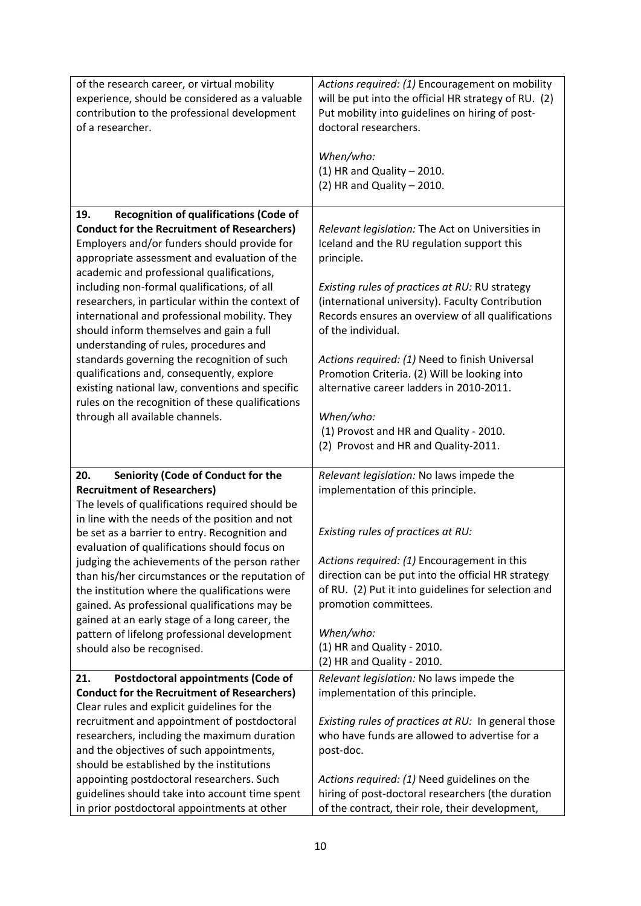| | |
|---|---|
| of the research career, or virtual mobility experience, should be considered as a valuable contribution to the professional development of a researcher. | *Actions required: (1)* Encouragement on mobility will be put into the official HR strategy of RU. (2) Put mobility into guidelines on hiring of post-doctoral researchers.<br><br>*When/who:*<br>(1) HR and Quality – 2010.<br>(2) HR and Quality – 2010. |
| **19. Recognition of qualifications (Code of Conduct for the Recruitment of Researchers)**<br>Employers and/or funders should provide for appropriate assessment and evaluation of the academic and professional qualifications, including non-formal qualifications, of all researchers, in particular within the context of international and professional mobility. They should inform themselves and gain a full understanding of rules, procedures and standards governing the recognition of such qualifications and, consequently, explore existing national law, conventions and specific rules on the recognition of these qualifications through all available channels. | *Relevant legislation:* The Act on Universities in Iceland and the RU regulation support this principle.<br><br>*Existing rules of practices at RU:* RU strategy (international university). Faculty Contribution Records ensures an overview of all qualifications of the individual.<br><br>*Actions required: (1)* Need to finish Universal Promotion Criteria. (2) Will be looking into alternative career ladders in 2010-2011.<br><br>*When/who:*<br>(1) Provost and HR and Quality - 2010.<br>(2) Provost and HR and Quality-2011. |
| **20. Seniority (Code of Conduct for the Recruitment of Researchers)**<br>The levels of qualifications required should be in line with the needs of the position and not be set as a barrier to entry. Recognition and evaluation of qualifications should focus on judging the achievements of the person rather than his/her circumstances or the reputation of the institution where the qualifications were gained. As professional qualifications may be gained at an early stage of a long career, the pattern of lifelong professional development should also be recognised. | *Relevant legislation:* No laws impede the implementation of this principle.<br><br>*Existing rules of practices at RU:*<br><br>*Actions required: (1)* Encouragement in this direction can be put into the official HR strategy of RU. (2) Put it into guidelines for selection and promotion committees.<br><br>*When/who:*<br>(1) HR and Quality - 2010.<br>(2) HR and Quality - 2010. |
| **21. Postdoctoral appointments (Code of Conduct for the Recruitment of Researchers)**<br>Clear rules and explicit guidelines for the recruitment and appointment of postdoctoral researchers, including the maximum duration and the objectives of such appointments, should be established by the institutions appointing postdoctoral researchers. Such guidelines should take into account time spent in prior postdoctoral appointments at other | *Relevant legislation:* No laws impede the implementation of this principle.<br><br>*Existing rules of practices at RU:* In general those who have funds are allowed to advertise for a post-doc.<br><br>*Actions required: (1)* Need guidelines on the hiring of post-doctoral researchers (the duration of the contract, their role, their development, |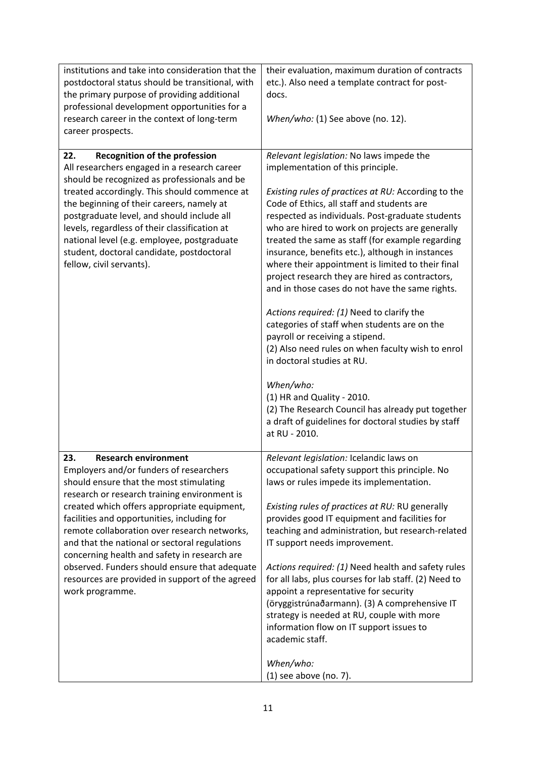| | |
|---|---|
| institutions and take into consideration that the postdoctoral status should be transitional, with the primary purpose of providing additional professional development opportunities for a research career in the context of long-term career prospects. | their evaluation, maximum duration of contracts etc.). Also need a template contract for post-docs.<br><br>*When/who:* (1) See above (no. 12). |
| **22. Recognition of the profession**<br>All researchers engaged in a research career should be recognized as professionals and be treated accordingly. This should commence at the beginning of their careers, namely at postgraduate level, and should include all levels, regardless of their classification at national level (e.g. employee, postgraduate student, doctoral candidate, postdoctoral fellow, civil servants). | *Relevant legislation:* No laws impede the implementation of this principle.<br><br>*Existing rules of practices at RU:* According to the Code of Ethics, all staff and students are respected as individuals. Post-graduate students who are hired to work on projects are generally treated the same as staff (for example regarding insurance, benefits etc.), although in instances where their appointment is limited to their final project research they are hired as contractors, and in those cases do not have the same rights.<br><br>*Actions required: (1)* Need to clarify the categories of staff when students are on the payroll or receiving a stipend.<br>(2) Also need rules on when faculty wish to enrol in doctoral studies at RU.<br><br>*When/who:*<br>(1) HR and Quality - 2010.<br>(2) The Research Council has already put together a draft of guidelines for doctoral studies by staff at RU - 2010. |
| **23. Research environment**<br>Employers and/or funders of researchers should ensure that the most stimulating research or research training environment is created which offers appropriate equipment, facilities and opportunities, including for remote collaboration over research networks, and that the national or sectoral regulations concerning health and safety in research are observed. Funders should ensure that adequate resources are provided in support of the agreed work programme. | *Relevant legislation:* Icelandic laws on occupational safety support this principle. No laws or rules impede its implementation.<br><br>*Existing rules of practices at RU:* RU generally provides good IT equipment and facilities for teaching and administration, but research-related IT support needs improvement.<br><br>*Actions required: (1)* Need health and safety rules for all labs, plus courses for lab staff. (2) Need to appoint a representative for security (öryggistrúnaðarmann). (3) A comprehensive IT strategy is needed at RU, couple with more information flow on IT support issues to academic staff.<br><br>*When/who:*<br>(1) see above (no. 7). |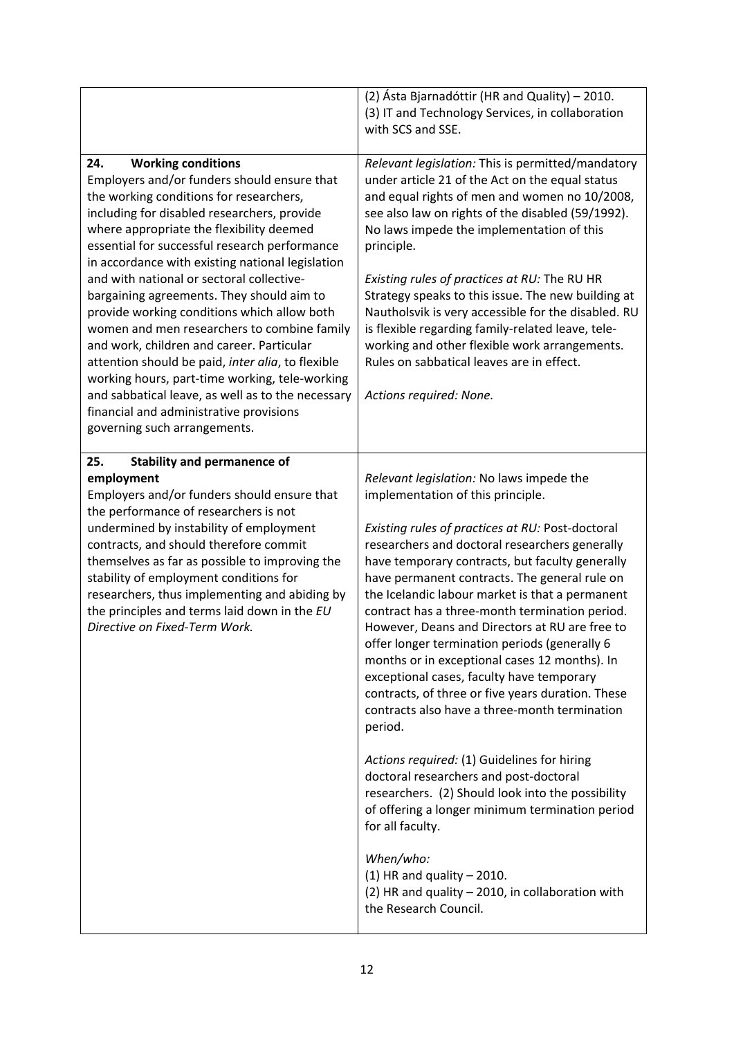| | |
|---|---|
| | (2) Ásta Bjarnadóttir (HR and Quality) – 2010.<br>(3) IT and Technology Services, in collaboration with SCS and SSE. |
| **24. Working conditions**<br>Employers and/or funders should ensure that the working conditions for researchers, including for disabled researchers, provide where appropriate the flexibility deemed essential for successful research performance in accordance with existing national legislation and with national or sectoral collective-bargaining agreements. They should aim to provide working conditions which allow both women and men researchers to combine family and work, children and career. Particular attention should be paid, *inter alia*, to flexible working hours, part-time working, tele-working and sabbatical leave, as well as to the necessary financial and administrative provisions governing such arrangements. | *Relevant legislation:* This is permitted/mandatory under article 21 of the Act on the equal status and equal rights of men and women no 10/2008, see also law on rights of the disabled (59/1992). No laws impede the implementation of this principle.<br><br>*Existing rules of practices at RU:* The RU HR Strategy speaks to this issue. The new building at Nautholsvik is very accessible for the disabled. RU is flexible regarding family-related leave, tele-working and other flexible work arrangements. Rules on sabbatical leaves are in effect.<br><br>*Actions required: None.* |
| **25. Stability and permanence of employment**<br>Employers and/or funders should ensure that the performance of researchers is not undermined by instability of employment contracts, and should therefore commit themselves as far as possible to improving the stability of employment conditions for researchers, thus implementing and abiding by the principles and terms laid down in the *EU Directive on Fixed-Term Work.* | *Relevant legislation:* No laws impede the implementation of this principle.<br><br>*Existing rules of practices at RU:* Post-doctoral researchers and doctoral researchers generally have temporary contracts, but faculty generally have permanent contracts. The general rule on the Icelandic labour market is that a permanent contract has a three-month termination period. However, Deans and Directors at RU are free to offer longer termination periods (generally 6 months or in exceptional cases 12 months). In exceptional cases, faculty have temporary contracts, of three or five years duration. These contracts also have a three-month termination period.<br><br>*Actions required:* (1) Guidelines for hiring doctoral researchers and post-doctoral researchers. (2) Should look into the possibility of offering a longer minimum termination period for all faculty.<br><br>*When/who:*<br>(1) HR and quality – 2010.<br>(2) HR and quality – 2010, in collaboration with the Research Council. |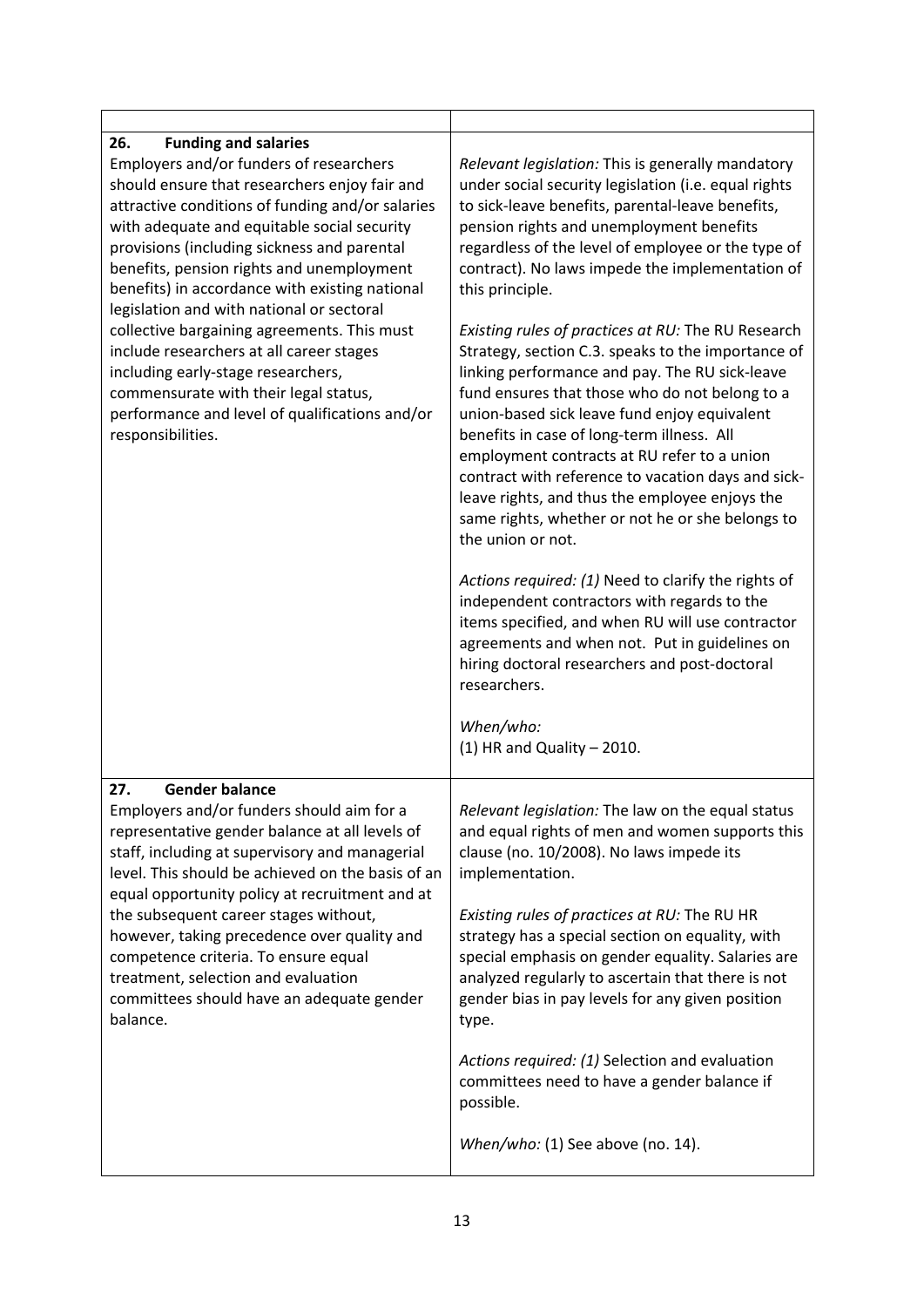| | |
|---|---|
| **26. Funding and salaries**<br>Employers and/or funders of researchers should ensure that researchers enjoy fair and attractive conditions of funding and/or salaries with adequate and equitable social security provisions (including sickness and parental benefits, pension rights and unemployment benefits) in accordance with existing national legislation and with national or sectoral collective bargaining agreements. This must include researchers at all career stages including early-stage researchers, commensurate with their legal status, performance and level of qualifications and/or responsibilities. | *Relevant legislation:* This is generally mandatory under social security legislation (i.e. equal rights to sick-leave benefits, parental-leave benefits, pension rights and unemployment benefits regardless of the level of employee or the type of contract). No laws impede the implementation of this principle.<br><br>*Existing rules of practices at RU:* The RU Research Strategy, section C.3. speaks to the importance of linking performance and pay. The RU sick-leave fund ensures that those who do not belong to a union-based sick leave fund enjoy equivalent benefits in case of long-term illness. All employment contracts at RU refer to a union contract with reference to vacation days and sick-leave rights, and thus the employee enjoys the same rights, whether or not he or she belongs to the union or not.<br><br>*Actions required: (1)* Need to clarify the rights of independent contractors with regards to the items specified, and when RU will use contractor agreements and when not. Put in guidelines on hiring doctoral researchers and post-doctoral researchers.<br><br>*When/who:*<br>(1) HR and Quality – 2010. |
| **27. Gender balance**<br>Employers and/or funders should aim for a representative gender balance at all levels of staff, including at supervisory and managerial level. This should be achieved on the basis of an equal opportunity policy at recruitment and at the subsequent career stages without, however, taking precedence over quality and competence criteria. To ensure equal treatment, selection and evaluation committees should have an adequate gender balance. | *Relevant legislation:* The law on the equal status and equal rights of men and women supports this clause (no. 10/2008). No laws impede its implementation.<br><br>*Existing rules of practices at RU:* The RU HR strategy has a special section on equality, with special emphasis on gender equality. Salaries are analyzed regularly to ascertain that there is not gender bias in pay levels for any given position type.<br><br>*Actions required: (1)* Selection and evaluation committees need to have a gender balance if possible.<br><br>*When/who:* (1) See above (no. 14). |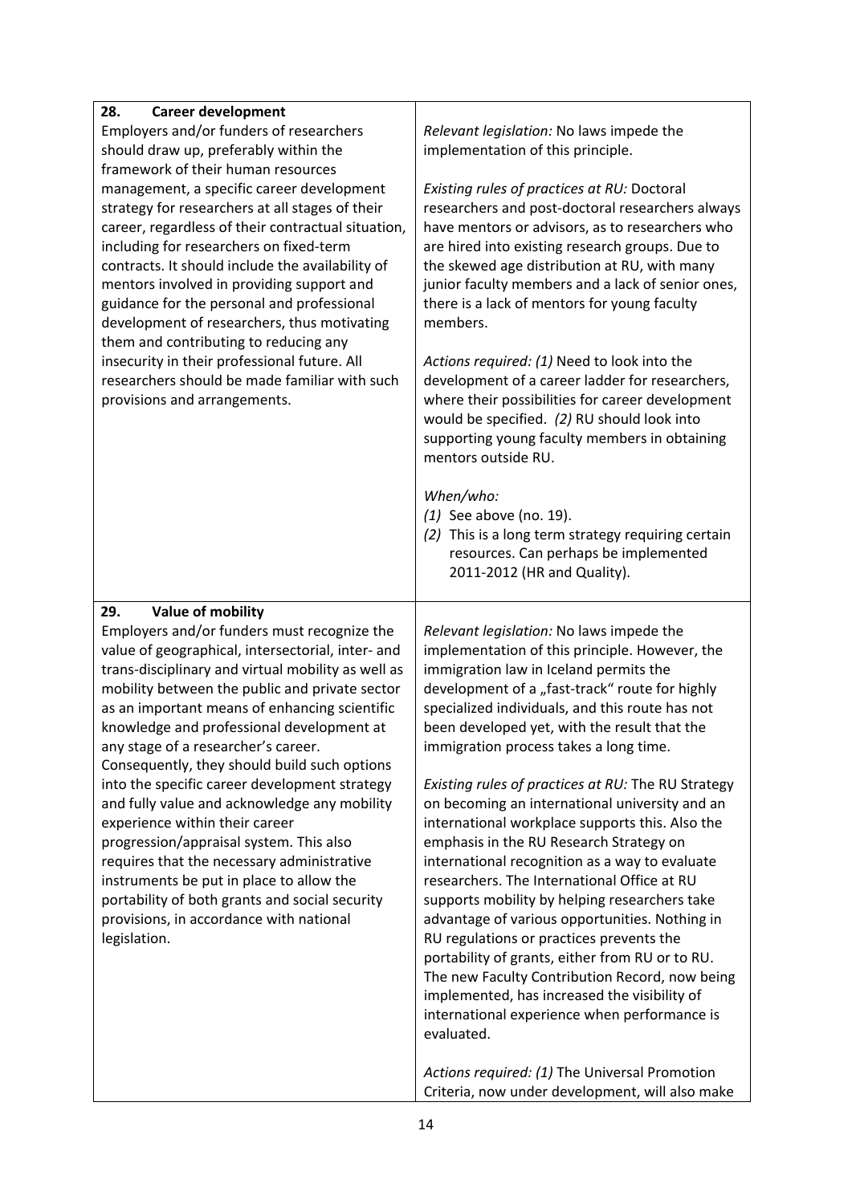| | |
|---|---|
| **28. Career development**<br>Employers and/or funders of researchers should draw up, preferably within the framework of their human resources management, a specific career development strategy for researchers at all stages of their career, regardless of their contractual situation, including for researchers on fixed-term contracts. It should include the availability of mentors involved in providing support and guidance for the personal and professional development of researchers, thus motivating them and contributing to reducing any insecurity in their professional future. All researchers should be made familiar with such provisions and arrangements. | *Relevant legislation:* No laws impede the implementation of this principle.<br><br>*Existing rules of practices at RU:* Doctoral researchers and post-doctoral researchers always have mentors or advisors, as to researchers who are hired into existing research groups. Due to the skewed age distribution at RU, with many junior faculty members and a lack of senior ones, there is a lack of mentors for young faculty members.<br><br>*Actions required: (1)* Need to look into the development of a career ladder for researchers, where their possibilities for career development would be specified. *(2)* RU should look into supporting young faculty members in obtaining mentors outside RU.<br><br>*When/who:*<br>*(1)* See above (no. 19).<br>*(2)* This is a long term strategy requiring certain resources. Can perhaps be implemented 2011-2012 (HR and Quality). |
| **29. Value of mobility**<br>Employers and/or funders must recognize the value of geographical, intersectorial, inter- and trans-disciplinary and virtual mobility as well as mobility between the public and private sector as an important means of enhancing scientific knowledge and professional development at any stage of a researcher's career. Consequently, they should build such options into the specific career development strategy and fully value and acknowledge any mobility experience within their career progression/appraisal system. This also requires that the necessary administrative instruments be put in place to allow the portability of both grants and social security provisions, in accordance with national legislation. | *Relevant legislation:* No laws impede the implementation of this principle. However, the immigration law in Iceland permits the development of a „fast-track" route for highly specialized individuals, and this route has not been developed yet, with the result that the immigration process takes a long time.<br><br>*Existing rules of practices at RU:* The RU Strategy on becoming an international university and an international workplace supports this. Also the emphasis in the RU Research Strategy on international recognition as a way to evaluate researchers. The International Office at RU supports mobility by helping researchers take advantage of various opportunities. Nothing in RU regulations or practices prevents the portability of grants, either from RU or to RU. The new Faculty Contribution Record, now being implemented, has increased the visibility of international experience when performance is evaluated.<br><br>*Actions required: (1)* The Universal Promotion Criteria, now under development, will also make |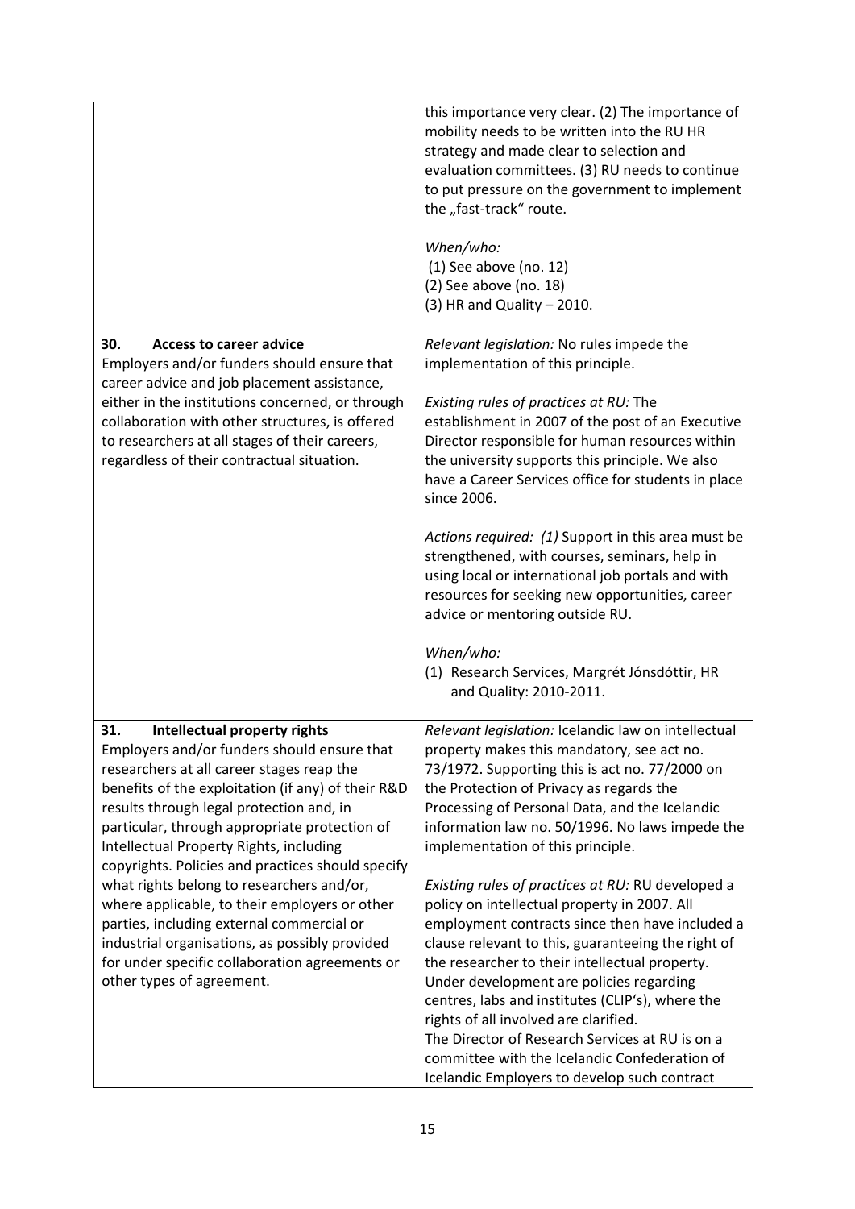| | |
|---|---|
| | this importance very clear. (2) The importance of mobility needs to be written into the RU HR strategy and made clear to selection and evaluation committees. (3) RU needs to continue to put pressure on the government to implement the „fast-track" route.<br><br>*When/who:*<br>(1) See above (no. 12)<br>(2) See above (no. 18)<br>(3) HR and Quality – 2010. |
| **30. Access to career advice**<br>Employers and/or funders should ensure that career advice and job placement assistance, either in the institutions concerned, or through collaboration with other structures, is offered to researchers at all stages of their careers, regardless of their contractual situation. | *Relevant legislation:* No rules impede the implementation of this principle.<br><br>*Existing rules of practices at RU:* The establishment in 2007 of the post of an Executive Director responsible for human resources within the university supports this principle. We also have a Career Services office for students in place since 2006.<br><br>*Actions required: (1)* Support in this area must be strengthened, with courses, seminars, help in using local or international job portals and with resources for seeking new opportunities, career advice or mentoring outside RU.<br><br>*When/who:*<br>(1) Research Services, Margrét Jónsdóttir, HR and Quality: 2010-2011. |
| **31. Intellectual property rights**<br>Employers and/or funders should ensure that researchers at all career stages reap the benefits of the exploitation (if any) of their R&D results through legal protection and, in particular, through appropriate protection of Intellectual Property Rights, including copyrights. Policies and practices should specify what rights belong to researchers and/or, where applicable, to their employers or other parties, including external commercial or industrial organisations, as possibly provided for under specific collaboration agreements or other types of agreement. | *Relevant legislation:* Icelandic law on intellectual property makes this mandatory, see act no. 73/1972. Supporting this is act no. 77/2000 on the Protection of Privacy as regards the Processing of Personal Data, and the Icelandic information law no. 50/1996. No laws impede the implementation of this principle.<br><br>*Existing rules of practices at RU:* RU developed a policy on intellectual property in 2007. All employment contracts since then have included a clause relevant to this, guaranteeing the right of the researcher to their intellectual property. Under development are policies regarding centres, labs and institutes (CLIP's), where the rights of all involved are clarified.<br>The Director of Research Services at RU is on a committee with the Icelandic Confederation of Icelandic Employers to develop such contract |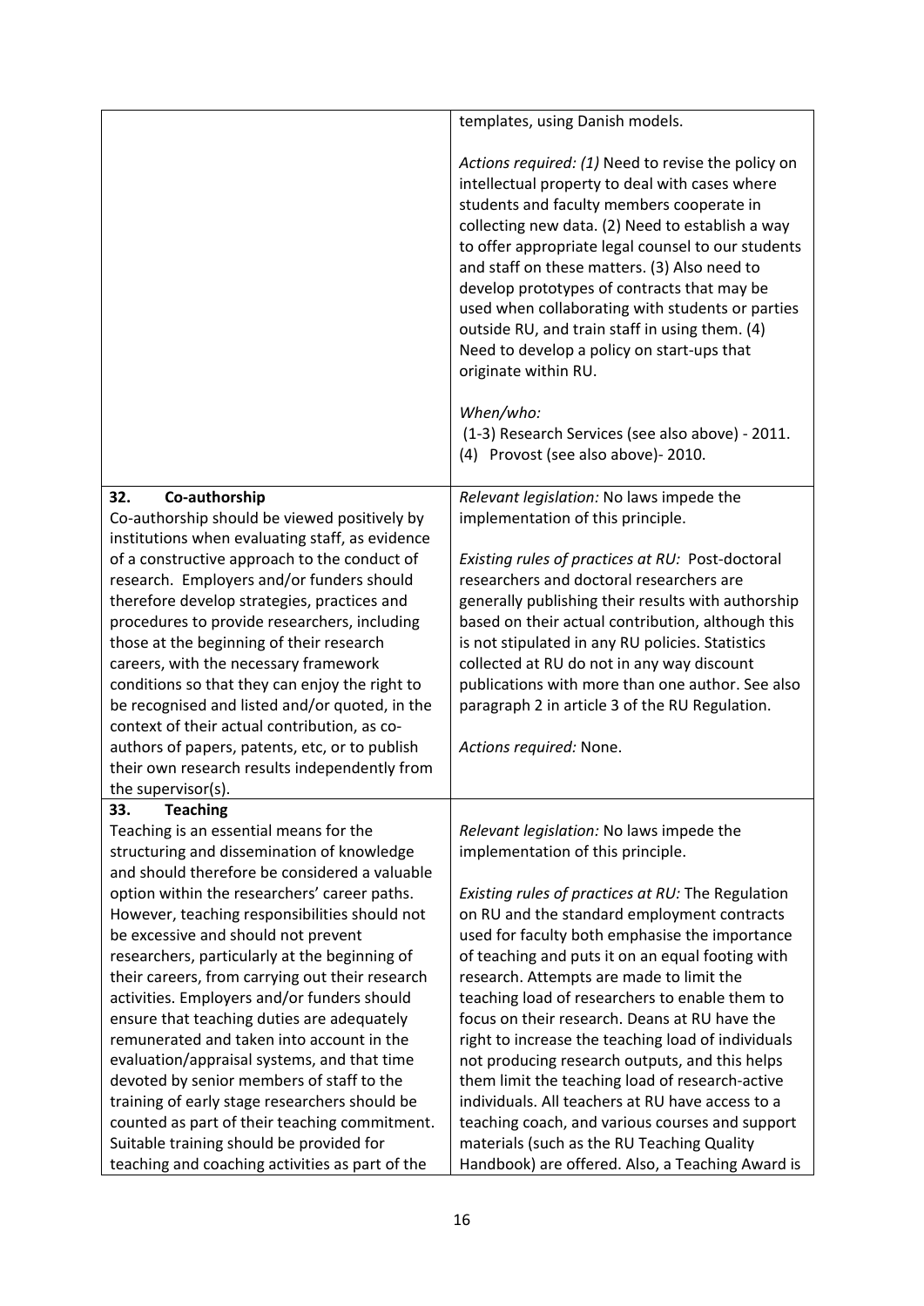| | |
|---|---|
| | templates, using Danish models.<br><br>*Actions required: (1)* Need to revise the policy on intellectual property to deal with cases where students and faculty members cooperate in collecting new data. (2) Need to establish a way to offer appropriate legal counsel to our students and staff on these matters. (3) Also need to develop prototypes of contracts that may be used when collaborating with students or parties outside RU, and train staff in using them. (4) Need to develop a policy on start-ups that originate within RU.<br><br>*When/who:*<br>(1-3) Research Services (see also above) - 2011.<br>(4) Provost (see also above)- 2010. |
| **32. Co-authorship**<br>Co-authorship should be viewed positively by institutions when evaluating staff, as evidence of a constructive approach to the conduct of research. Employers and/or funders should therefore develop strategies, practices and procedures to provide researchers, including those at the beginning of their research careers, with the necessary framework conditions so that they can enjoy the right to be recognised and listed and/or quoted, in the context of their actual contribution, as co-authors of papers, patents, etc, or to publish their own research results independently from the supervisor(s). | *Relevant legislation:* No laws impede the implementation of this principle.<br><br>*Existing rules of practices at RU:* Post-doctoral researchers and doctoral researchers are generally publishing their results with authorship based on their actual contribution, although this is not stipulated in any RU policies. Statistics collected at RU do not in any way discount publications with more than one author. See also paragraph 2 in article 3 of the RU Regulation.<br><br>*Actions required:* None. |
| **33. Teaching**<br>Teaching is an essential means for the structuring and dissemination of knowledge and should therefore be considered a valuable option within the researchers' career paths. However, teaching responsibilities should not be excessive and should not prevent researchers, particularly at the beginning of their careers, from carrying out their research activities. Employers and/or funders should ensure that teaching duties are adequately remunerated and taken into account in the evaluation/appraisal systems, and that time devoted by senior members of staff to the training of early stage researchers should be counted as part of their teaching commitment. Suitable training should be provided for teaching and coaching activities as part of the | *Relevant legislation:* No laws impede the implementation of this principle.<br><br>*Existing rules of practices at RU:* The Regulation on RU and the standard employment contracts used for faculty both emphasise the importance of teaching and puts it on an equal footing with research. Attempts are made to limit the teaching load of researchers to enable them to focus on their research. Deans at RU have the right to increase the teaching load of individuals not producing research outputs, and this helps them limit the teaching load of research-active individuals. All teachers at RU have access to a teaching coach, and various courses and support materials (such as the RU Teaching Quality Handbook) are offered. Also, a Teaching Award is |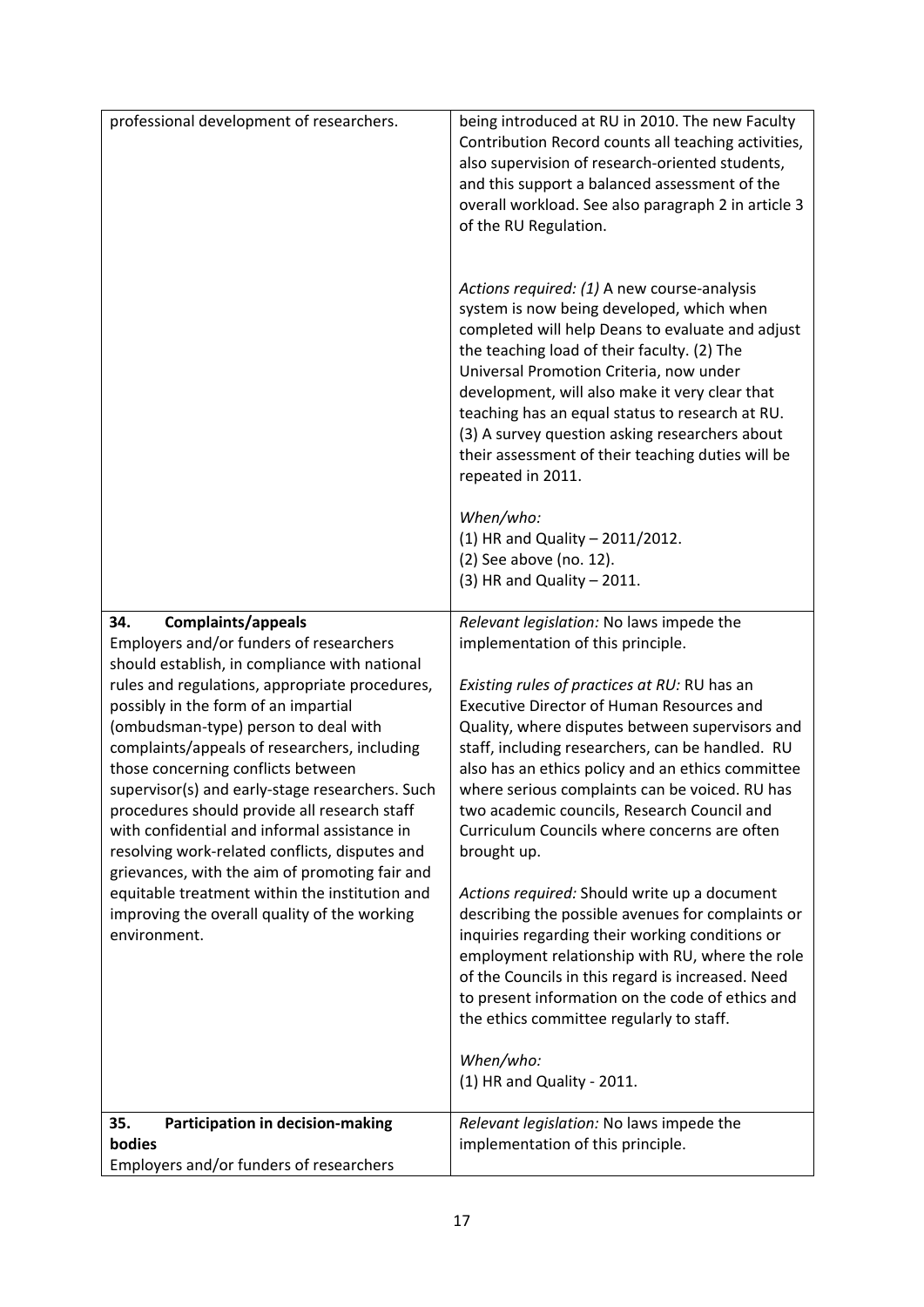| | |
|---|---|
| professional development of researchers. | being introduced at RU in 2010. The new Faculty Contribution Record counts all teaching activities, also supervision of research-oriented students, and this support a balanced assessment of the overall workload. See also paragraph 2 in article 3 of the RU Regulation.<br><br>*Actions required: (1)* A new course-analysis system is now being developed, which when completed will help Deans to evaluate and adjust the teaching load of their faculty. (2) The Universal Promotion Criteria, now under development, will also make it very clear that teaching has an equal status to research at RU. (3) A survey question asking researchers about their assessment of their teaching duties will be repeated in 2011.<br><br>*When/who:*<br>(1) HR and Quality – 2011/2012.<br>(2) See above (no. 12).<br>(3) HR and Quality – 2011. |
| **34. Complaints/appeals**<br>Employers and/or funders of researchers should establish, in compliance with national rules and regulations, appropriate procedures, possibly in the form of an impartial (ombudsman-type) person to deal with complaints/appeals of researchers, including those concerning conflicts between supervisor(s) and early-stage researchers. Such procedures should provide all research staff with confidential and informal assistance in resolving work-related conflicts, disputes and grievances, with the aim of promoting fair and equitable treatment within the institution and improving the overall quality of the working environment. | *Relevant legislation:* No laws impede the implementation of this principle.<br><br>*Existing rules of practices at RU:* RU has an Executive Director of Human Resources and Quality, where disputes between supervisors and staff, including researchers, can be handled. RU also has an ethics policy and an ethics committee where serious complaints can be voiced. RU has two academic councils, Research Council and Curriculum Councils where concerns are often brought up.<br><br>*Actions required:* Should write up a document describing the possible avenues for complaints or inquiries regarding their working conditions or employment relationship with RU, where the role of the Councils in this regard is increased. Need to present information on the code of ethics and the ethics committee regularly to staff.<br><br>*When/who:*<br>(1) HR and Quality - 2011. |
| **35. Participation in decision-making bodies**<br>Employers and/or funders of researchers | *Relevant legislation:* No laws impede the implementation of this principle. |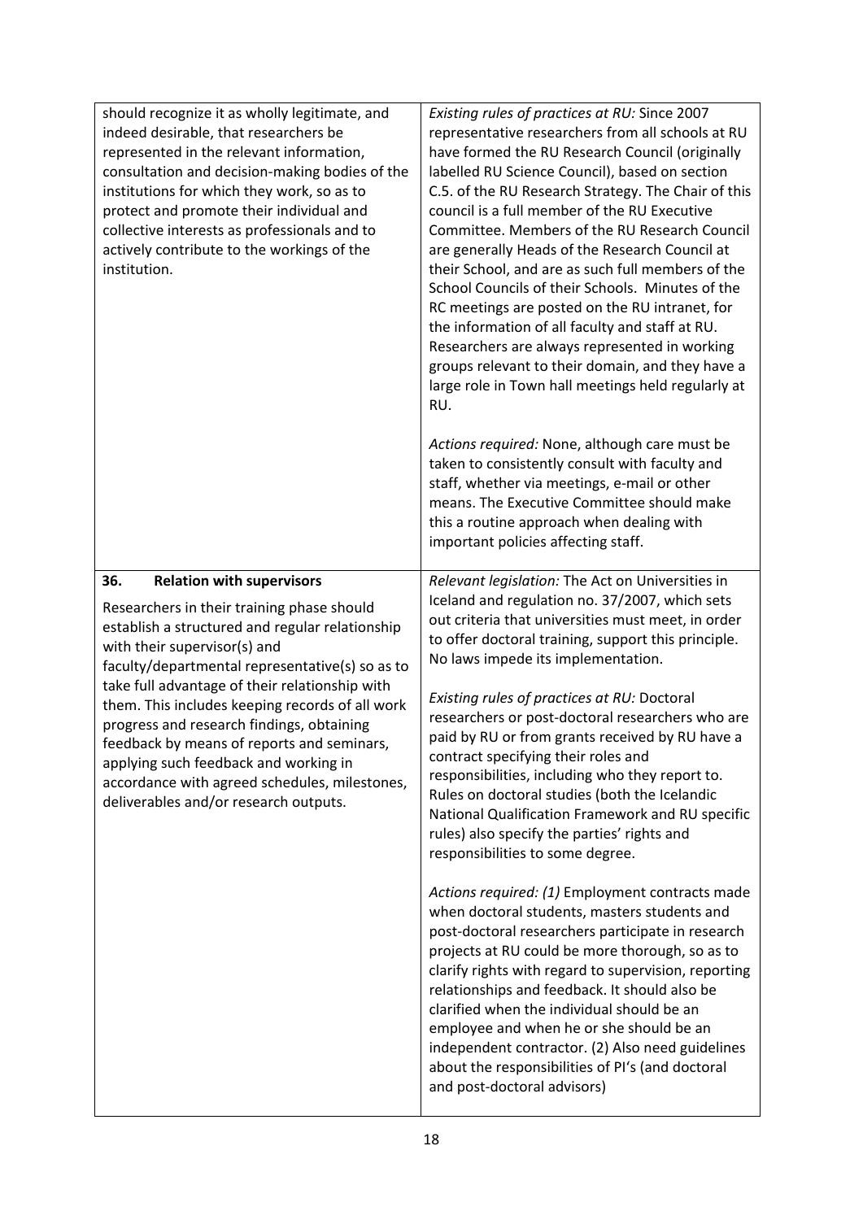| | |
|---|---|
| should recognize it as wholly legitimate, and indeed desirable, that researchers be represented in the relevant information, consultation and decision-making bodies of the institutions for which they work, so as to protect and promote their individual and collective interests as professionals and to actively contribute to the workings of the institution. | *Existing rules of practices at RU:* Since 2007 representative researchers from all schools at RU have formed the RU Research Council (originally labelled RU Science Council), based on section C.5. of the RU Research Strategy. The Chair of this council is a full member of the RU Executive Committee. Members of the RU Research Council are generally Heads of the Research Council at their School, and are as such full members of the School Councils of their Schools. Minutes of the RC meetings are posted on the RU intranet, for the information of all faculty and staff at RU. Researchers are always represented in working groups relevant to their domain, and they have a large role in Town hall meetings held regularly at RU.<br><br>*Actions required:* None, although care must be taken to consistently consult with faculty and staff, whether via meetings, e-mail or other means. The Executive Committee should make this a routine approach when dealing with important policies affecting staff. |
| **36. Relation with supervisors**<br><br>Researchers in their training phase should establish a structured and regular relationship with their supervisor(s) and faculty/departmental representative(s) so as to take full advantage of their relationship with them. This includes keeping records of all work progress and research findings, obtaining feedback by means of reports and seminars, applying such feedback and working in accordance with agreed schedules, milestones, deliverables and/or research outputs. | *Relevant legislation:* The Act on Universities in Iceland and regulation no. 37/2007, which sets out criteria that universities must meet, in order to offer doctoral training, support this principle. No laws impede its implementation.<br><br>*Existing rules of practices at RU:* Doctoral researchers or post-doctoral researchers who are paid by RU or from grants received by RU have a contract specifying their roles and responsibilities, including who they report to. Rules on doctoral studies (both the Icelandic National Qualification Framework and RU specific rules) also specify the parties' rights and responsibilities to some degree.<br><br>*Actions required: (1)* Employment contracts made when doctoral students, masters students and post-doctoral researchers participate in research projects at RU could be more thorough, so as to clarify rights with regard to supervision, reporting relationships and feedback. It should also be clarified when the individual should be an employee and when he or she should be an independent contractor. (2) Also need guidelines about the responsibilities of PI's (and doctoral and post-doctoral advisors) |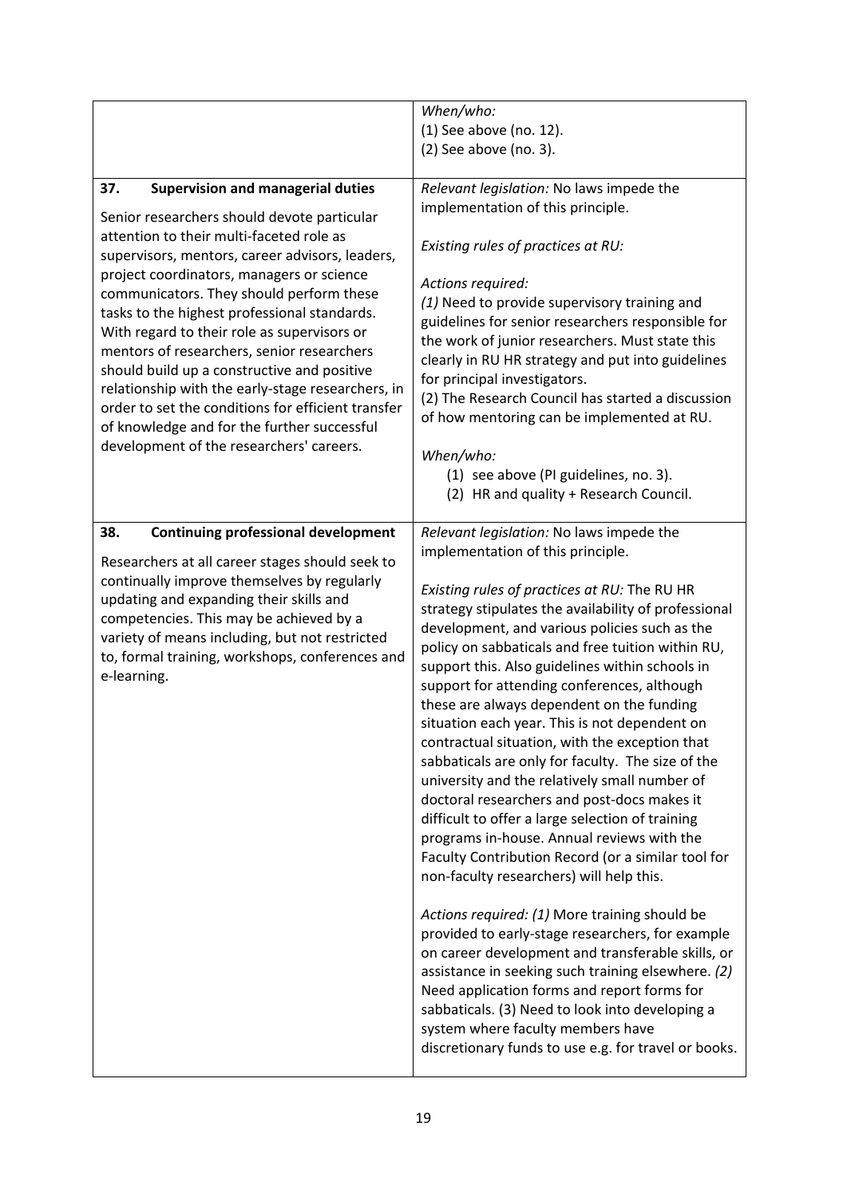| | |
|---|---|
| | *When/who:*<br>(1) See above (no. 12).<br>(2) See above (no. 3). |
| **37. Supervision and managerial duties**<br><br>Senior researchers should devote particular attention to their multi-faceted role as supervisors, mentors, career advisors, leaders, project coordinators, managers or science communicators. They should perform these tasks to the highest professional standards. With regard to their role as supervisors or mentors of researchers, senior researchers should build up a constructive and positive relationship with the early-stage researchers, in order to set the conditions for efficient transfer of knowledge and for the further successful development of the researchers' careers. | *Relevant legislation:* No laws impede the implementation of this principle.<br><br>*Existing rules of practices at RU:*<br><br>*Actions required:*<br>*(1)* Need to provide supervisory training and guidelines for senior researchers responsible for the work of junior researchers. Must state this clearly in RU HR strategy and put into guidelines for principal investigators.<br>(2) The Research Council has started a discussion of how mentoring can be implemented at RU.<br><br>*When/who:*<br>(1) see above (PI guidelines, no. 3).<br>(2) HR and quality + Research Council. |
| **38. Continuing professional development**<br><br>Researchers at all career stages should seek to continually improve themselves by regularly updating and expanding their skills and competencies. This may be achieved by a variety of means including, but not restricted to, formal training, workshops, conferences and e-learning. | *Relevant legislation:* No laws impede the implementation of this principle.<br><br>*Existing rules of practices at RU:* The RU HR strategy stipulates the availability of professional development, and various policies such as the policy on sabbaticals and free tuition within RU, support this. Also guidelines within schools in support for attending conferences, although these are always dependent on the funding situation each year. This is not dependent on contractual situation, with the exception that sabbaticals are only for faculty. The size of the university and the relatively small number of doctoral researchers and post-docs makes it difficult to offer a large selection of training programs in-house. Annual reviews with the Faculty Contribution Record (or a similar tool for non-faculty researchers) will help this.<br><br>*Actions required: (1)* More training should be provided to early-stage researchers, for example on career development and transferable skills, or assistance in seeking such training elsewhere. *(2)* Need application forms and report forms for sabbaticals. (3) Need to look into developing a system where faculty members have discretionary funds to use e.g. for travel or books. |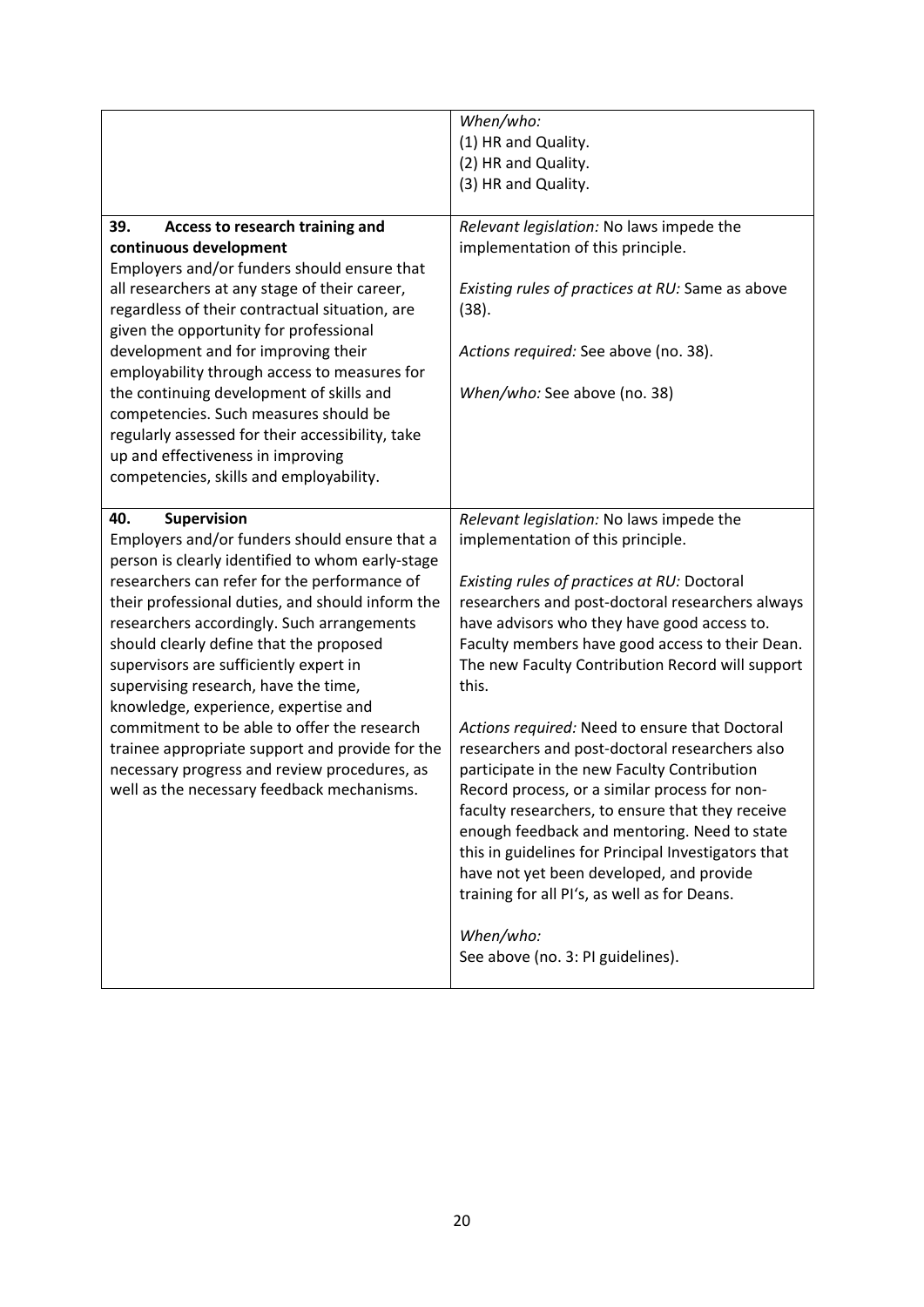| | |
|---|---|
| | *When/who:*<br>(1) HR and Quality.<br>(2) HR and Quality.<br>(3) HR and Quality. |
| **39. Access to research training and continuous development**<br>Employers and/or funders should ensure that all researchers at any stage of their career, regardless of their contractual situation, are given the opportunity for professional development and for improving their employability through access to measures for the continuing development of skills and competencies. Such measures should be regularly assessed for their accessibility, take up and effectiveness in improving competencies, skills and employability. | *Relevant legislation:* No laws impede the implementation of this principle.<br><br>*Existing rules of practices at RU:* Same as above (38).<br><br>*Actions required:* See above (no. 38).<br><br>*When/who:* See above (no. 38) |
| **40. Supervision**<br>Employers and/or funders should ensure that a person is clearly identified to whom early-stage researchers can refer for the performance of their professional duties, and should inform the researchers accordingly. Such arrangements should clearly define that the proposed supervisors are sufficiently expert in supervising research, have the time, knowledge, experience, expertise and commitment to be able to offer the research trainee appropriate support and provide for the necessary progress and review procedures, as well as the necessary feedback mechanisms. | *Relevant legislation:* No laws impede the implementation of this principle.<br><br>*Existing rules of practices at RU:* Doctoral researchers and post-doctoral researchers always have advisors who they have good access to. Faculty members have good access to their Dean. The new Faculty Contribution Record will support this.<br><br>*Actions required:* Need to ensure that Doctoral researchers and post-doctoral researchers also participate in the new Faculty Contribution Record process, or a similar process for non-faculty researchers, to ensure that they receive enough feedback and mentoring. Need to state this in guidelines for Principal Investigators that have not yet been developed, and provide training for all PI's, as well as for Deans.<br><br>*When/who:*<br>See above (no. 3: PI guidelines). |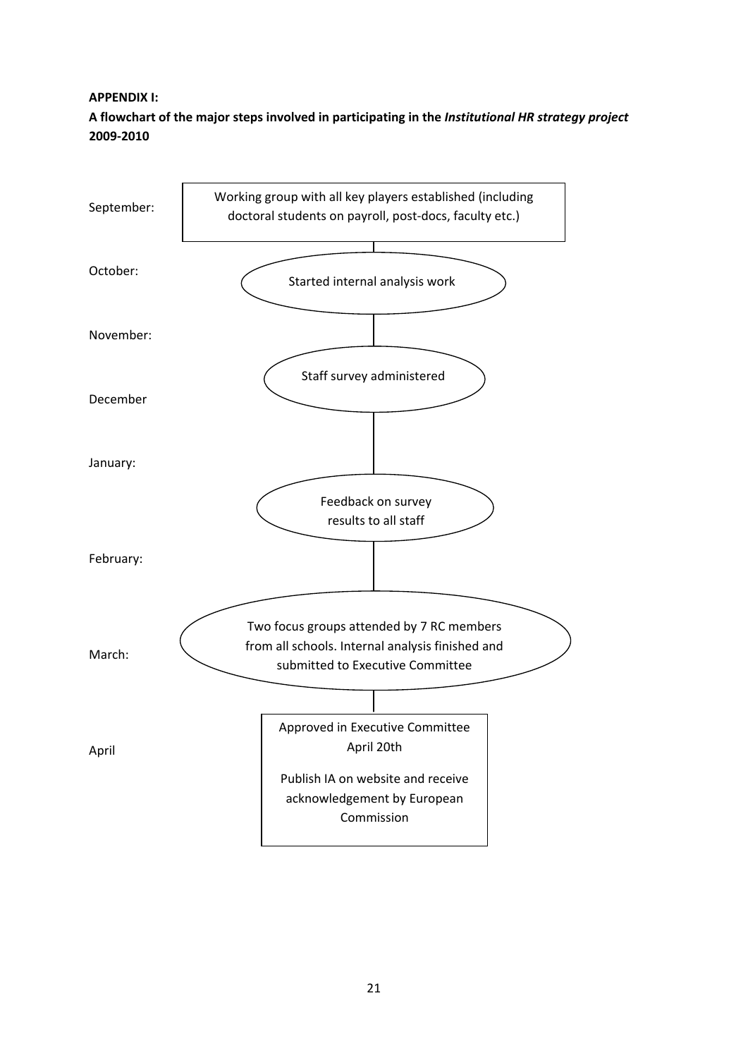**APPENDIX I:**

**A flowchart of the major steps involved in participating in the *Institutional HR strategy project* 2009-2010**

September: Working group with all key players established (including doctoral students on payroll, post-docs, faculty etc.)

October: Started internal analysis work

November:

December: Staff survey administered

January:

Feedback on survey results to all staff

February:

March: Two focus groups attended by 7 RC members from all schools. Internal analysis finished and submitted to Executive Committee

April: Approved in Executive Committee April 20th

Publish IA on website and receive acknowledgement by European Commission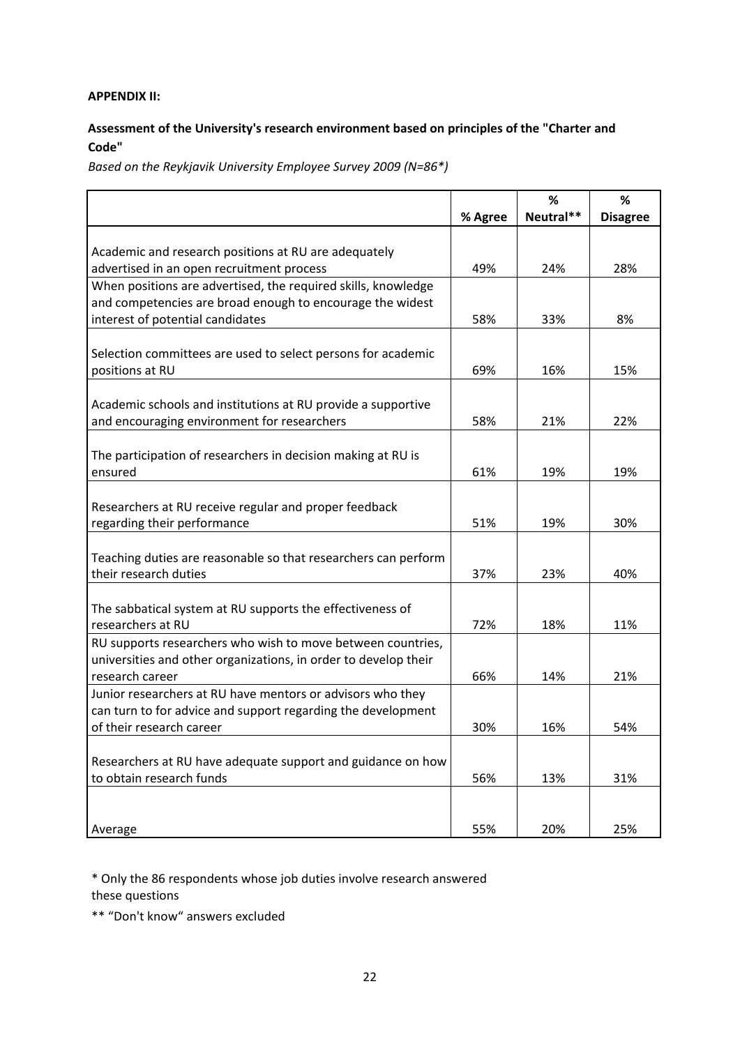**APPENDIX II:**

**Assessment of the University's research environment based on principles of the "Charter and Code"**

*Based on the Reykjavik University Employee Survey 2009 (N=86\*)*

| | % Agree | % Neutral** | % Disagree |
|---|---|---|---|
| Academic and research positions at RU are adequately advertised in an open recruitment process | 49% | 24% | 28% |
| When positions are advertised, the required skills, knowledge and competencies are broad enough to encourage the widest interest of potential candidates | 58% | 33% | 8% |
| Selection committees are used to select persons for academic positions at RU | 69% | 16% | 15% |
| Academic schools and institutions at RU provide a supportive and encouraging environment for researchers | 58% | 21% | 22% |
| The participation of researchers in decision making at RU is ensured | 61% | 19% | 19% |
| Researchers at RU receive regular and proper feedback regarding their performance | 51% | 19% | 30% |
| Teaching duties are reasonable so that researchers can perform their research duties | 37% | 23% | 40% |
| The sabbatical system at RU supports the effectiveness of researchers at RU | 72% | 18% | 11% |
| RU supports researchers who wish to move between countries, universities and other organizations, in order to develop their research career | 66% | 14% | 21% |
| Junior researchers at RU have mentors or advisors who they can turn to for advice and support regarding the development of their research career | 30% | 16% | 54% |
| Researchers at RU have adequate support and guidance on how to obtain research funds | 56% | 13% | 31% |
| Average | 55% | 20% | 25% |

\* Only the 86 respondents whose job duties involve research answered these questions

\*\* "Don't know" answers excluded